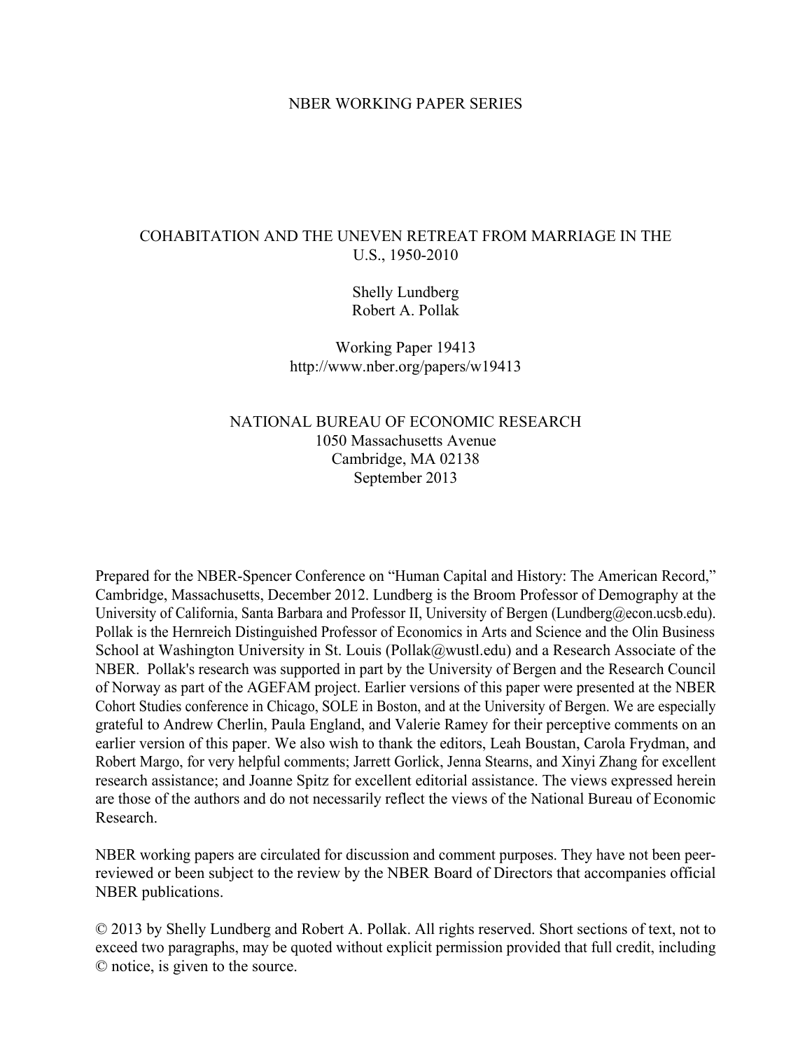NBER WORKING PAPER SERIES

# COHABITATION AND THE UNEVEN RETREAT FROM MARRIAGE IN THE U.S., 1950-2010

Shelly Lundberg
Robert A. Pollak

Working Paper 19413
http://www.nber.org/papers/w19413

NATIONAL BUREAU OF ECONOMIC RESEARCH
1050 Massachusetts Avenue
Cambridge, MA 02138
September 2013

Prepared for the NBER-Spencer Conference on "Human Capital and History: The American Record," Cambridge, Massachusetts, December 2012. Lundberg is the Broom Professor of Demography at the University of California, Santa Barbara and Professor II, University of Bergen (Lundberg@econ.ucsb.edu). Pollak is the Hernreich Distinguished Professor of Economics in Arts and Science and the Olin Business School at Washington University in St. Louis (Pollak@wustl.edu) and a Research Associate of the NBER. Pollak's research was supported in part by the University of Bergen and the Research Council of Norway as part of the AGEFAM project. Earlier versions of this paper were presented at the NBER Cohort Studies conference in Chicago, SOLE in Boston, and at the University of Bergen. We are especially grateful to Andrew Cherlin, Paula England, and Valerie Ramey for their perceptive comments on an earlier version of this paper. We also wish to thank the editors, Leah Boustan, Carola Frydman, and Robert Margo, for very helpful comments; Jarrett Gorlick, Jenna Stearns, and Xinyi Zhang for excellent research assistance; and Joanne Spitz for excellent editorial assistance. The views expressed herein are those of the authors and do not necessarily reflect the views of the National Bureau of Economic Research.

NBER working papers are circulated for discussion and comment purposes. They have not been peer-reviewed or been subject to the review by the NBER Board of Directors that accompanies official NBER publications.

© 2013 by Shelly Lundberg and Robert A. Pollak. All rights reserved. Short sections of text, not to exceed two paragraphs, may be quoted without explicit permission provided that full credit, including © notice, is given to the source.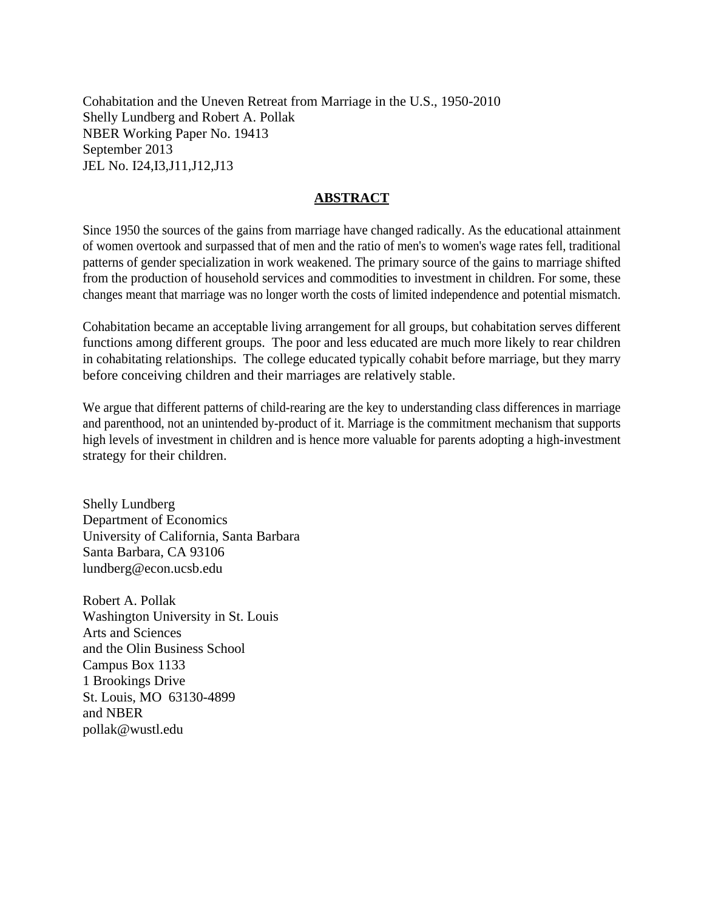Cohabitation and the Uneven Retreat from Marriage in the U.S., 1950-2010
Shelly Lundberg and Robert A. Pollak
NBER Working Paper No. 19413
September 2013
JEL No. I24,I3,J11,J12,J13

## ABSTRACT

Since 1950 the sources of the gains from marriage have changed radically. As the educational attainment of women overtook and surpassed that of men and the ratio of men's to women's wage rates fell, traditional patterns of gender specialization in work weakened. The primary source of the gains to marriage shifted from the production of household services and commodities to investment in children. For some, these changes meant that marriage was no longer worth the costs of limited independence and potential mismatch.

Cohabitation became an acceptable living arrangement for all groups, but cohabitation serves different functions among different groups. The poor and less educated are much more likely to rear children in cohabitating relationships. The college educated typically cohabit before marriage, but they marry before conceiving children and their marriages are relatively stable.

We argue that different patterns of child-rearing are the key to understanding class differences in marriage and parenthood, not an unintended by-product of it. Marriage is the commitment mechanism that supports high levels of investment in children and is hence more valuable for parents adopting a high-investment strategy for their children.

Shelly Lundberg
Department of Economics
University of California, Santa Barbara
Santa Barbara, CA 93106
lundberg@econ.ucsb.edu

Robert A. Pollak
Washington University in St. Louis
Arts and Sciences
and the Olin Business School
Campus Box 1133
1 Brookings Drive
St. Louis, MO 63130-4899
and NBER
pollak@wustl.edu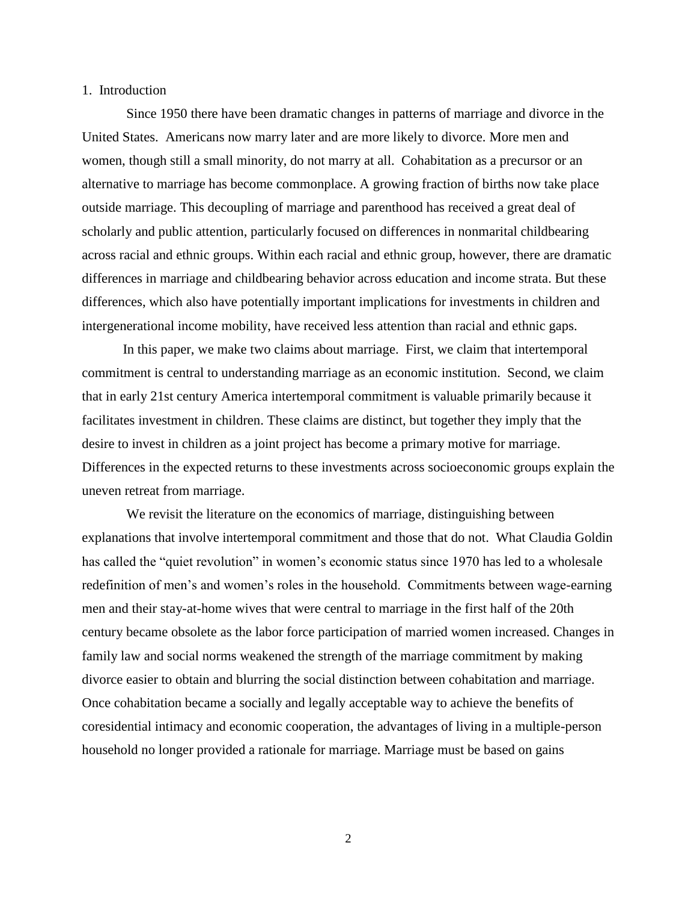# 1. Introduction

Since 1950 there have been dramatic changes in patterns of marriage and divorce in the United States. Americans now marry later and are more likely to divorce. More men and women, though still a small minority, do not marry at all. Cohabitation as a precursor or an alternative to marriage has become commonplace. A growing fraction of births now take place outside marriage. This decoupling of marriage and parenthood has received a great deal of scholarly and public attention, particularly focused on differences in nonmarital childbearing across racial and ethnic groups. Within each racial and ethnic group, however, there are dramatic differences in marriage and childbearing behavior across education and income strata. But these differences, which also have potentially important implications for investments in children and intergenerational income mobility, have received less attention than racial and ethnic gaps.

In this paper, we make two claims about marriage. First, we claim that intertemporal commitment is central to understanding marriage as an economic institution. Second, we claim that in early 21st century America intertemporal commitment is valuable primarily because it facilitates investment in children. These claims are distinct, but together they imply that the desire to invest in children as a joint project has become a primary motive for marriage. Differences in the expected returns to these investments across socioeconomic groups explain the uneven retreat from marriage.

We revisit the literature on the economics of marriage, distinguishing between explanations that involve intertemporal commitment and those that do not. What Claudia Goldin has called the "quiet revolution" in women's economic status since 1970 has led to a wholesale redefinition of men's and women's roles in the household. Commitments between wage-earning men and their stay-at-home wives that were central to marriage in the first half of the 20th century became obsolete as the labor force participation of married women increased. Changes in family law and social norms weakened the strength of the marriage commitment by making divorce easier to obtain and blurring the social distinction between cohabitation and marriage. Once cohabitation became a socially and legally acceptable way to achieve the benefits of coresidential intimacy and economic cooperation, the advantages of living in a multiple-person household no longer provided a rationale for marriage. Marriage must be based on gains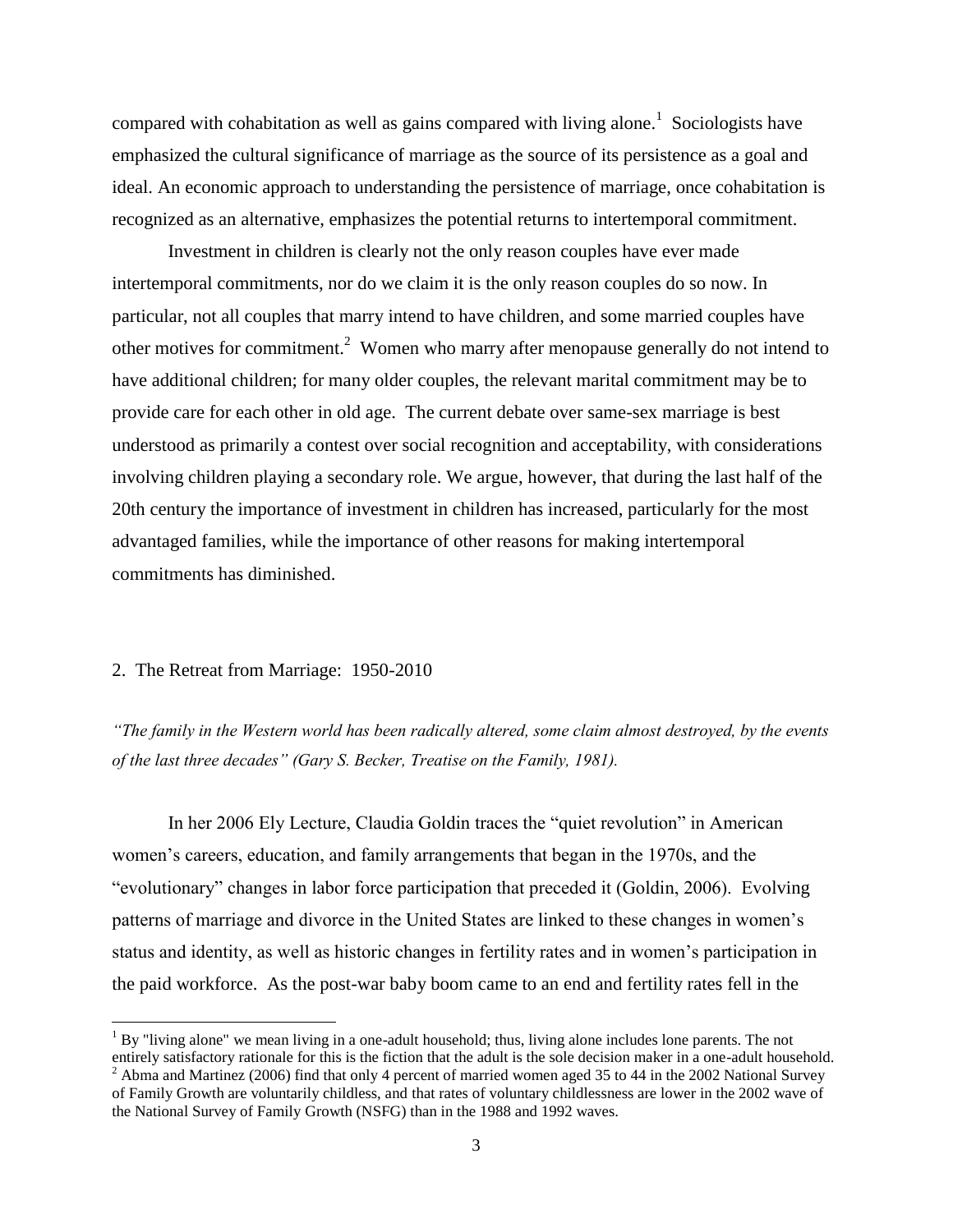compared with cohabitation as well as gains compared with living alone.[1] Sociologists have emphasized the cultural significance of marriage as the source of its persistence as a goal and ideal. An economic approach to understanding the persistence of marriage, once cohabitation is recognized as an alternative, emphasizes the potential returns to intertemporal commitment.

Investment in children is clearly not the only reason couples have ever made intertemporal commitments, nor do we claim it is the only reason couples do so now. In particular, not all couples that marry intend to have children, and some married couples have other motives for commitment.[2] Women who marry after menopause generally do not intend to have additional children; for many older couples, the relevant marital commitment may be to provide care for each other in old age. The current debate over same-sex marriage is best understood as primarily a contest over social recognition and acceptability, with considerations involving children playing a secondary role. We argue, however, that during the last half of the 20th century the importance of investment in children has increased, particularly for the most advantaged families, while the importance of other reasons for making intertemporal commitments has diminished.

## 2. The Retreat from Marriage: 1950-2010

*"The family in the Western world has been radically altered, some claim almost destroyed, by the events of the last three decades" (Gary S. Becker, Treatise on the Family, 1981).*

In her 2006 Ely Lecture, Claudia Goldin traces the "quiet revolution" in American women's careers, education, and family arrangements that began in the 1970s, and the "evolutionary" changes in labor force participation that preceded it (Goldin, 2006). Evolving patterns of marriage and divorce in the United States are linked to these changes in women's status and identity, as well as historic changes in fertility rates and in women's participation in the paid workforce. As the post-war baby boom came to an end and fertility rates fell in the

[1] By "living alone" we mean living in a one-adult household; thus, living alone includes lone parents. The not entirely satisfactory rationale for this is the fiction that the adult is the sole decision maker in a one-adult household.

[2] Abma and Martinez (2006) find that only 4 percent of married women aged 35 to 44 in the 2002 National Survey of Family Growth are voluntarily childless, and that rates of voluntary childlessness are lower in the 2002 wave of the National Survey of Family Growth (NSFG) than in the 1988 and 1992 waves.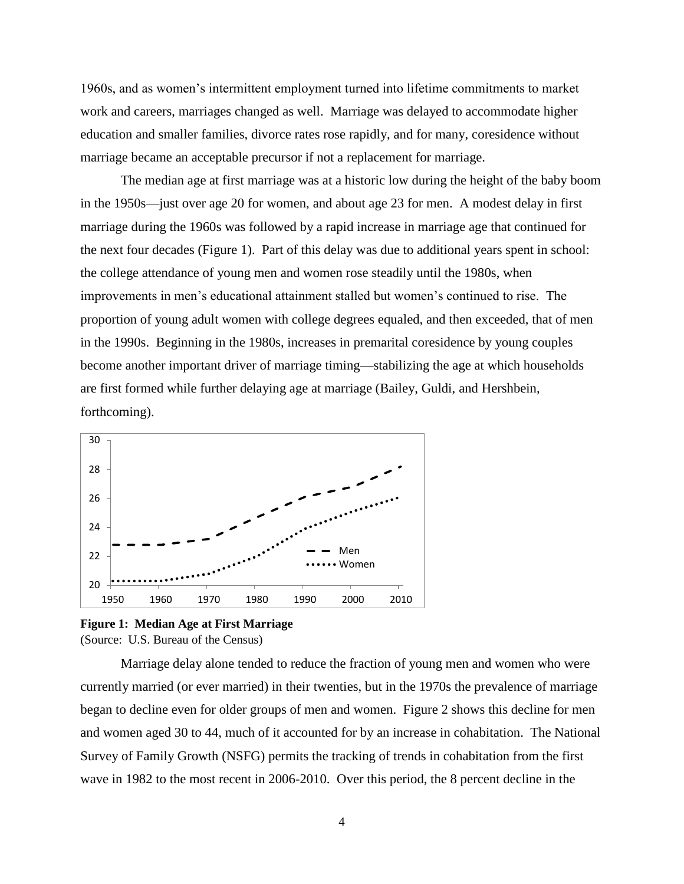1960s, and as women's intermittent employment turned into lifetime commitments to market work and careers, marriages changed as well. Marriage was delayed to accommodate higher education and smaller families, divorce rates rose rapidly, and for many, coresidence without marriage became an acceptable precursor if not a replacement for marriage.

The median age at first marriage was at a historic low during the height of the baby boom in the 1950s—just over age 20 for women, and about age 23 for men. A modest delay in first marriage during the 1960s was followed by a rapid increase in marriage age that continued for the next four decades (Figure 1). Part of this delay was due to additional years spent in school: the college attendance of young men and women rose steadily until the 1980s, when improvements in men's educational attainment stalled but women's continued to rise. The proportion of young adult women with college degrees equaled, and then exceeded, that of men in the 1990s. Beginning in the 1980s, increases in premarital coresidence by young couples become another important driver of marriage timing—stabilizing the age at which households are first formed while further delaying age at marriage (Bailey, Guldi, and Hershbein, forthcoming).

**Figure 1: Median Age at First Marriage**
(Source: U.S. Bureau of the Census)

Marriage delay alone tended to reduce the fraction of young men and women who were currently married (or ever married) in their twenties, but in the 1970s the prevalence of marriage began to decline even for older groups of men and women. Figure 2 shows this decline for men and women aged 30 to 44, much of it accounted for by an increase in cohabitation. The National Survey of Family Growth (NSFG) permits the tracking of trends in cohabitation from the first wave in 1982 to the most recent in 2006-2010. Over this period, the 8 percent decline in the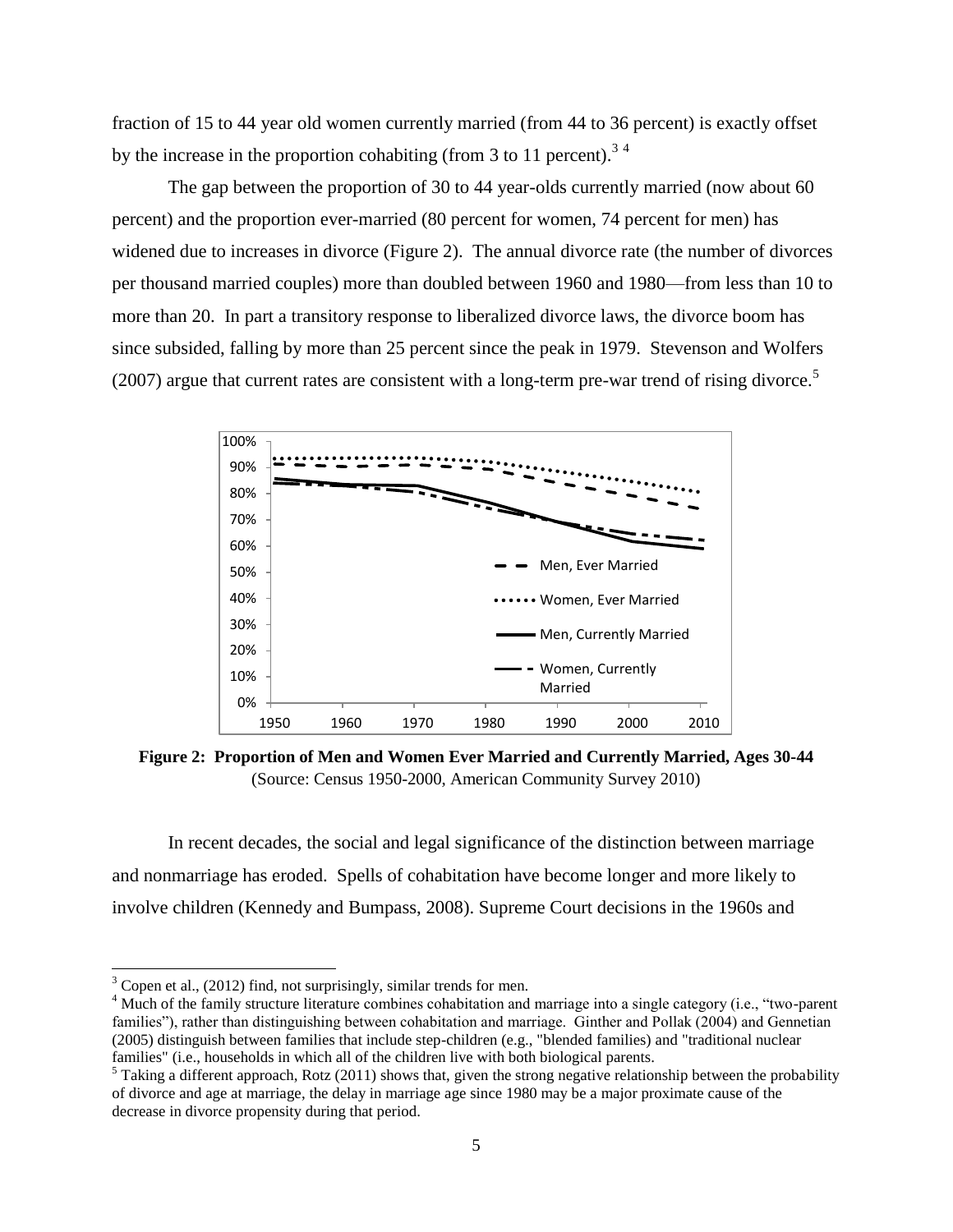fraction of 15 to 44 year old women currently married (from 44 to 36 percent) is exactly offset by the increase in the proportion cohabiting (from 3 to 11 percent).[3 4]

The gap between the proportion of 30 to 44 year-olds currently married (now about 60 percent) and the proportion ever-married (80 percent for women, 74 percent for men) has widened due to increases in divorce (Figure 2). The annual divorce rate (the number of divorces per thousand married couples) more than doubled between 1960 and 1980—from less than 10 to more than 20. In part a transitory response to liberalized divorce laws, the divorce boom has since subsided, falling by more than 25 percent since the peak in 1979. Stevenson and Wolfers (2007) argue that current rates are consistent with a long-term pre-war trend of rising divorce.[5]

**Figure 2: Proportion of Men and Women Ever Married and Currently Married, Ages 30-44**
(Source: Census 1950-2000, American Community Survey 2010)

In recent decades, the social and legal significance of the distinction between marriage and nonmarriage has eroded. Spells of cohabitation have become longer and more likely to involve children (Kennedy and Bumpass, 2008). Supreme Court decisions in the 1960s and

---

[3] Copen et al., (2012) find, not surprisingly, similar trends for men.

[4] Much of the family structure literature combines cohabitation and marriage into a single category (i.e., "two-parent families"), rather than distinguishing between cohabitation and marriage. Ginther and Pollak (2004) and Gennetian (2005) distinguish between families that include step-children (e.g., "blended families) and "traditional nuclear families" (i.e., households in which all of the children live with both biological parents.

[5] Taking a different approach, Rotz (2011) shows that, given the strong negative relationship between the probability of divorce and age at marriage, the delay in marriage age since 1980 may be a major proximate cause of the decrease in divorce propensity during that period.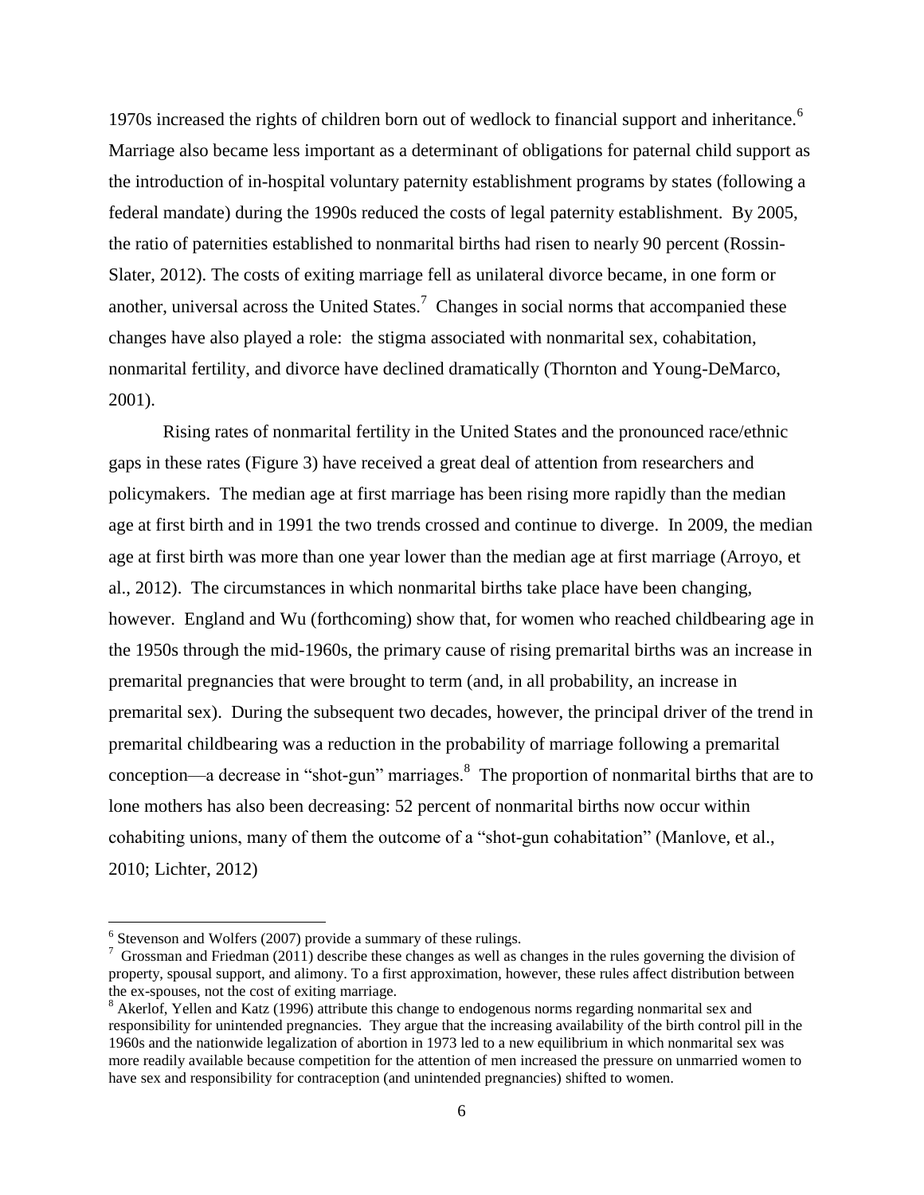1970s increased the rights of children born out of wedlock to financial support and inheritance.[6] Marriage also became less important as a determinant of obligations for paternal child support as the introduction of in-hospital voluntary paternity establishment programs by states (following a federal mandate) during the 1990s reduced the costs of legal paternity establishment. By 2005, the ratio of paternities established to nonmarital births had risen to nearly 90 percent (Rossin-Slater, 2012). The costs of exiting marriage fell as unilateral divorce became, in one form or another, universal across the United States.[7] Changes in social norms that accompanied these changes have also played a role: the stigma associated with nonmarital sex, cohabitation, nonmarital fertility, and divorce have declined dramatically (Thornton and Young-DeMarco, 2001).

Rising rates of nonmarital fertility in the United States and the pronounced race/ethnic gaps in these rates (Figure 3) have received a great deal of attention from researchers and policymakers. The median age at first marriage has been rising more rapidly than the median age at first birth and in 1991 the two trends crossed and continue to diverge. In 2009, the median age at first birth was more than one year lower than the median age at first marriage (Arroyo, et al., 2012). The circumstances in which nonmarital births take place have been changing, however. England and Wu (forthcoming) show that, for women who reached childbearing age in the 1950s through the mid-1960s, the primary cause of rising premarital births was an increase in premarital pregnancies that were brought to term (and, in all probability, an increase in premarital sex). During the subsequent two decades, however, the principal driver of the trend in premarital childbearing was a reduction in the probability of marriage following a premarital conception—a decrease in "shot-gun" marriages.[8] The proportion of nonmarital births that are to lone mothers has also been decreasing: 52 percent of nonmarital births now occur within cohabiting unions, many of them the outcome of a "shot-gun cohabitation" (Manlove, et al., 2010; Lichter, 2012)

---

[6] Stevenson and Wolfers (2007) provide a summary of these rulings.

[7] Grossman and Friedman (2011) describe these changes as well as changes in the rules governing the division of property, spousal support, and alimony. To a first approximation, however, these rules affect distribution between the ex-spouses, not the cost of exiting marriage.

[8] Akerlof, Yellen and Katz (1996) attribute this change to endogenous norms regarding nonmarital sex and responsibility for unintended pregnancies. They argue that the increasing availability of the birth control pill in the 1960s and the nationwide legalization of abortion in 1973 led to a new equilibrium in which nonmarital sex was more readily available because competition for the attention of men increased the pressure on unmarried women to have sex and responsibility for contraception (and unintended pregnancies) shifted to women.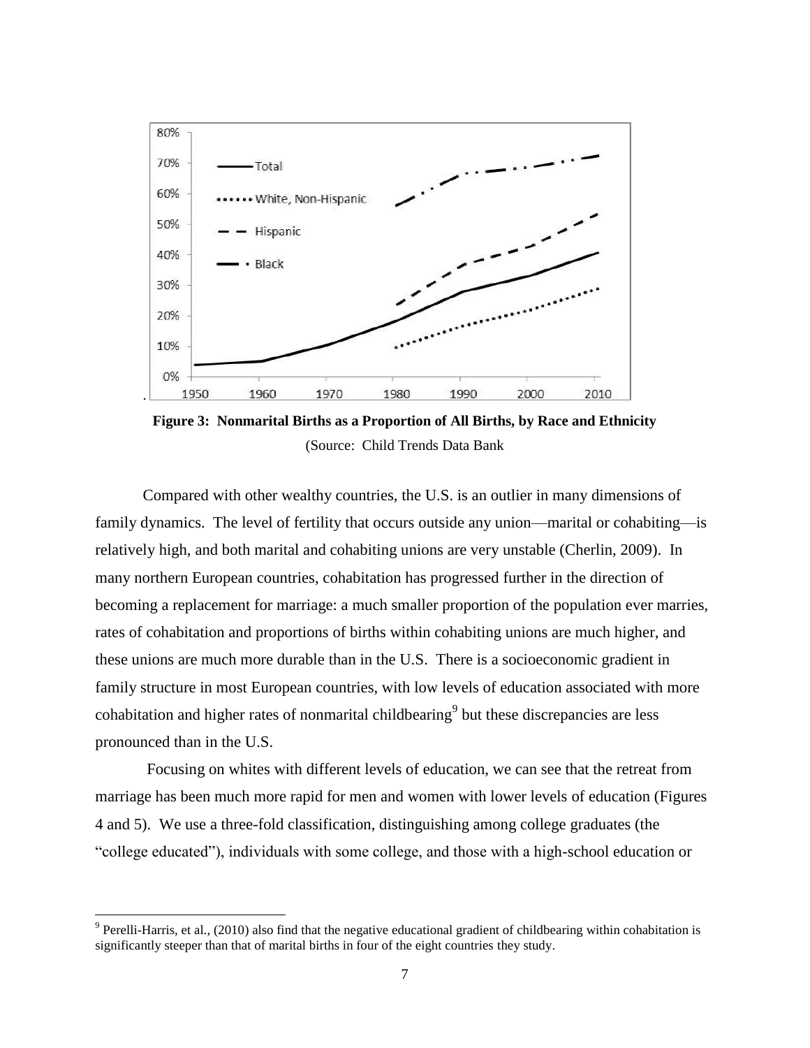**Figure 3: Nonmarital Births as a Proportion of All Births, by Race and Ethnicity**
(Source: Child Trends Data Bank

Compared with other wealthy countries, the U.S. is an outlier in many dimensions of family dynamics. The level of fertility that occurs outside any union—marital or cohabiting—is relatively high, and both marital and cohabiting unions are very unstable (Cherlin, 2009). In many northern European countries, cohabitation has progressed further in the direction of becoming a replacement for marriage: a much smaller proportion of the population ever marries, rates of cohabitation and proportions of births within cohabiting unions are much higher, and these unions are much more durable than in the U.S. There is a socioeconomic gradient in family structure in most European countries, with low levels of education associated with more cohabitation and higher rates of nonmarital childbearing[9] but these discrepancies are less pronounced than in the U.S.

Focusing on whites with different levels of education, we can see that the retreat from marriage has been much more rapid for men and women with lower levels of education (Figures 4 and 5). We use a three-fold classification, distinguishing among college graduates (the "college educated"), individuals with some college, and those with a high-school education or

[9] Perelli-Harris, et al., (2010) also find that the negative educational gradient of childbearing within cohabitation is significantly steeper than that of marital births in four of the eight countries they study.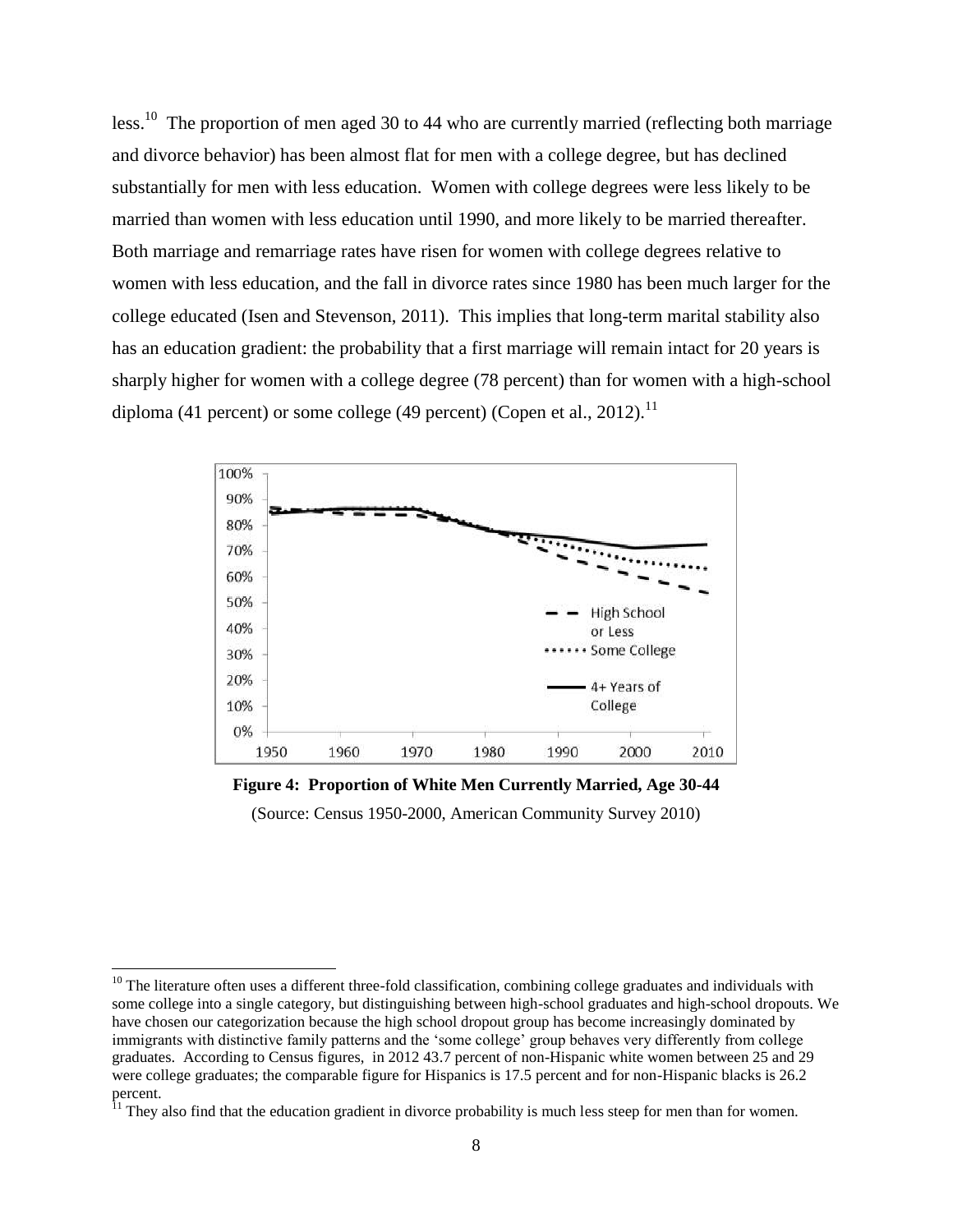less.[10] The proportion of men aged 30 to 44 who are currently married (reflecting both marriage and divorce behavior) has been almost flat for men with a college degree, but has declined substantially for men with less education. Women with college degrees were less likely to be married than women with less education until 1990, and more likely to be married thereafter. Both marriage and remarriage rates have risen for women with college degrees relative to women with less education, and the fall in divorce rates since 1980 has been much larger for the college educated (Isen and Stevenson, 2011). This implies that long-term marital stability also has an education gradient: the probability that a first marriage will remain intact for 20 years is sharply higher for women with a college degree (78 percent) than for women with a high-school diploma (41 percent) or some college (49 percent) (Copen et al., 2012).[11]

**Figure 4: Proportion of White Men Currently Married, Age 30-44**

(Source: Census 1950-2000, American Community Survey 2010)

---

[10] The literature often uses a different three-fold classification, combining college graduates and individuals with some college into a single category, but distinguishing between high-school graduates and high-school dropouts. We have chosen our categorization because the high school dropout group has become increasingly dominated by immigrants with distinctive family patterns and the 'some college' group behaves very differently from college graduates. According to Census figures, in 2012 43.7 percent of non-Hispanic white women between 25 and 29 were college graduates; the comparable figure for Hispanics is 17.5 percent and for non-Hispanic blacks is 26.2 percent.

[11] They also find that the education gradient in divorce probability is much less steep for men than for women.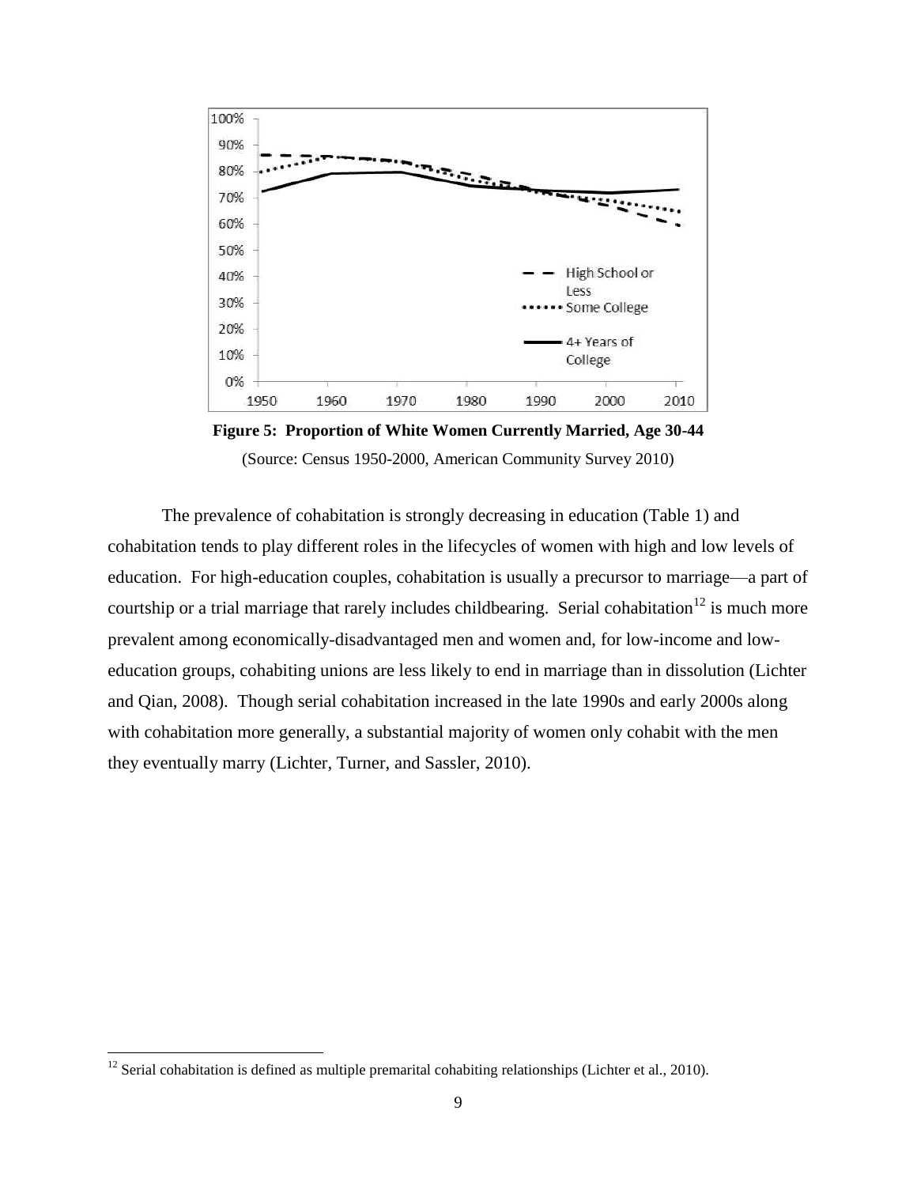**Figure 5: Proportion of White Women Currently Married, Age 30-44**

(Source: Census 1950-2000, American Community Survey 2010)

The prevalence of cohabitation is strongly decreasing in education (Table 1) and cohabitation tends to play different roles in the lifecycles of women with high and low levels of education. For high-education couples, cohabitation is usually a precursor to marriage—a part of courtship or a trial marriage that rarely includes childbearing. Serial cohabitation[12] is much more prevalent among economically-disadvantaged men and women and, for low-income and low-education groups, cohabiting unions are less likely to end in marriage than in dissolution (Lichter and Qian, 2008). Though serial cohabitation increased in the late 1990s and early 2000s along with cohabitation more generally, a substantial majority of women only cohabit with the men they eventually marry (Lichter, Turner, and Sassler, 2010).

[12] Serial cohabitation is defined as multiple premarital cohabiting relationships (Lichter et al., 2010).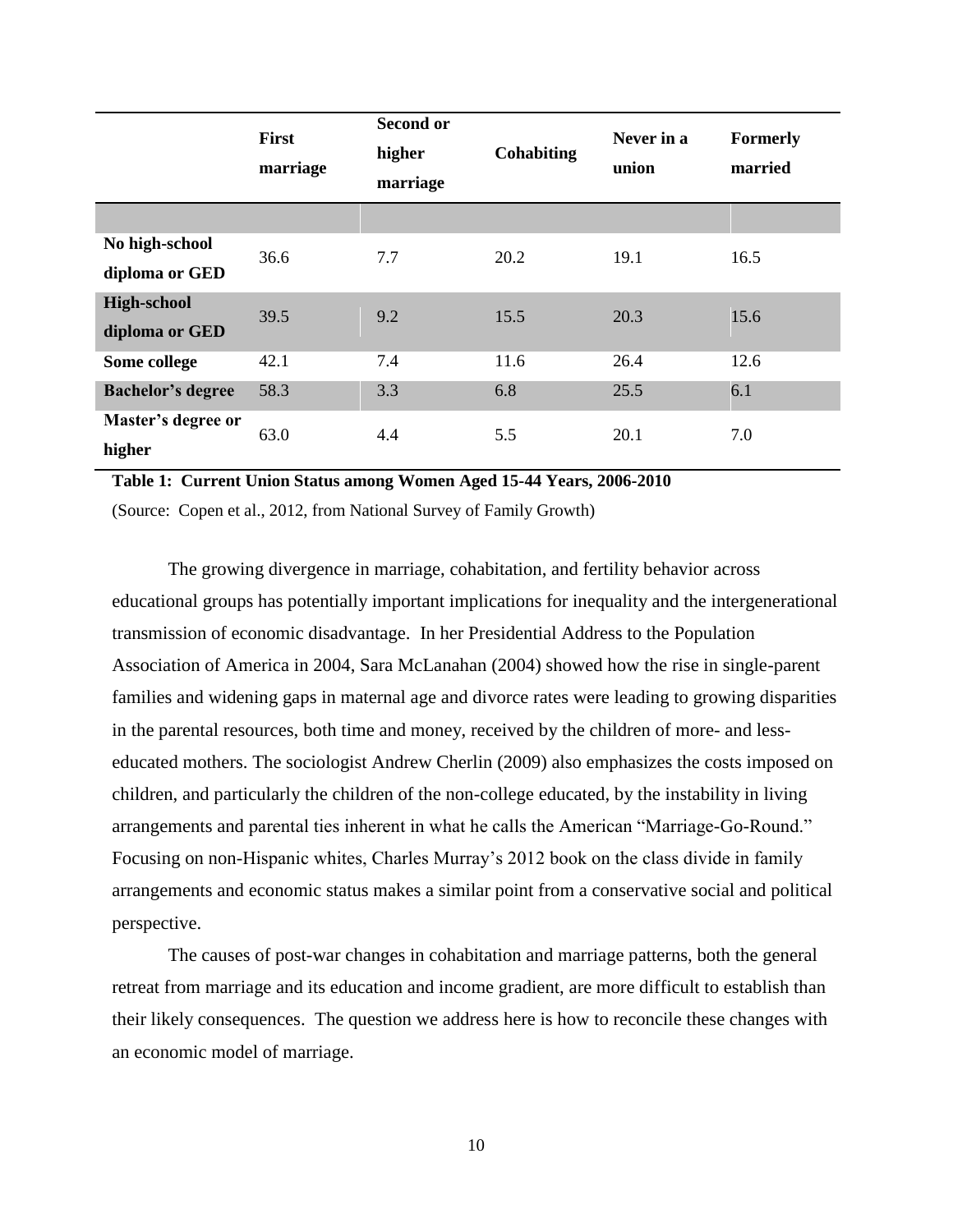| | First marriage | Second or higher marriage | Cohabiting | Never in a union | Formerly married |
|---|---|---|---|---|---|
| | | | | | |
| **No high-school diploma or GED** | 36.6 | 7.7 | 20.2 | 19.1 | 16.5 |
| **High-school diploma or GED** | 39.5 | 9.2 | 15.5 | 20.3 | 15.6 |
| **Some college** | 42.1 | 7.4 | 11.6 | 26.4 | 12.6 |
| **Bachelor's degree** | 58.3 | 3.3 | 6.8 | 25.5 | 6.1 |
| **Master's degree or higher** | 63.0 | 4.4 | 5.5 | 20.1 | 7.0 |

**Table 1: Current Union Status among Women Aged 15-44 Years, 2006-2010**

(Source: Copen et al., 2012, from National Survey of Family Growth)

The growing divergence in marriage, cohabitation, and fertility behavior across educational groups has potentially important implications for inequality and the intergenerational transmission of economic disadvantage. In her Presidential Address to the Population Association of America in 2004, Sara McLanahan (2004) showed how the rise in single-parent families and widening gaps in maternal age and divorce rates were leading to growing disparities in the parental resources, both time and money, received by the children of more- and less-educated mothers. The sociologist Andrew Cherlin (2009) also emphasizes the costs imposed on children, and particularly the children of the non-college educated, by the instability in living arrangements and parental ties inherent in what he calls the American "Marriage-Go-Round." Focusing on non-Hispanic whites, Charles Murray's 2012 book on the class divide in family arrangements and economic status makes a similar point from a conservative social and political perspective.

The causes of post-war changes in cohabitation and marriage patterns, both the general retreat from marriage and its education and income gradient, are more difficult to establish than their likely consequences. The question we address here is how to reconcile these changes with an economic model of marriage.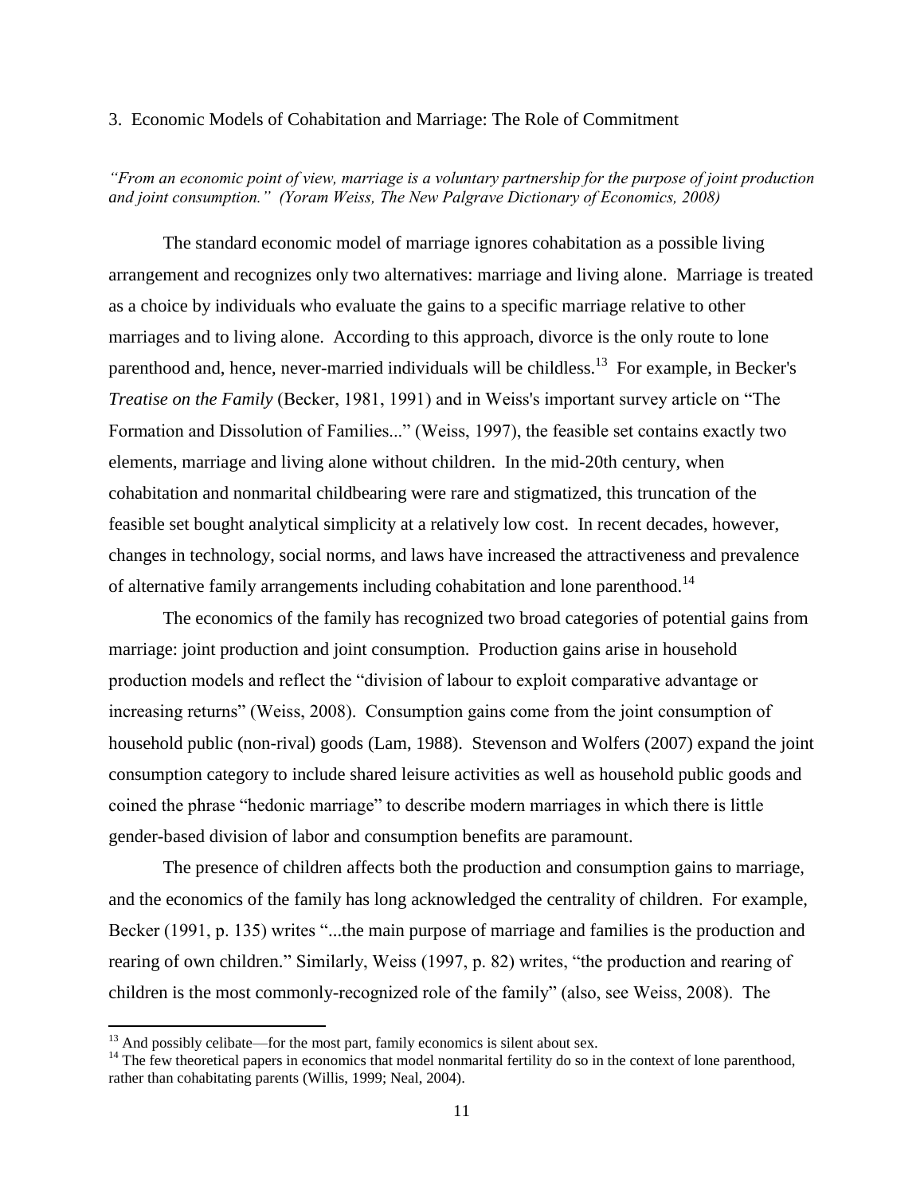## 3. Economic Models of Cohabitation and Marriage: The Role of Commitment

*"From an economic point of view, marriage is a voluntary partnership for the purpose of joint production and joint consumption." (Yoram Weiss, The New Palgrave Dictionary of Economics, 2008)*

The standard economic model of marriage ignores cohabitation as a possible living arrangement and recognizes only two alternatives: marriage and living alone. Marriage is treated as a choice by individuals who evaluate the gains to a specific marriage relative to other marriages and to living alone. According to this approach, divorce is the only route to lone parenthood and, hence, never-married individuals will be childless.[13] For example, in Becker's *Treatise on the Family* (Becker, 1981, 1991) and in Weiss's important survey article on "The Formation and Dissolution of Families..." (Weiss, 1997), the feasible set contains exactly two elements, marriage and living alone without children. In the mid-20th century, when cohabitation and nonmarital childbearing were rare and stigmatized, this truncation of the feasible set bought analytical simplicity at a relatively low cost. In recent decades, however, changes in technology, social norms, and laws have increased the attractiveness and prevalence of alternative family arrangements including cohabitation and lone parenthood.[14]

The economics of the family has recognized two broad categories of potential gains from marriage: joint production and joint consumption. Production gains arise in household production models and reflect the "division of labour to exploit comparative advantage or increasing returns" (Weiss, 2008). Consumption gains come from the joint consumption of household public (non-rival) goods (Lam, 1988). Stevenson and Wolfers (2007) expand the joint consumption category to include shared leisure activities as well as household public goods and coined the phrase "hedonic marriage" to describe modern marriages in which there is little gender-based division of labor and consumption benefits are paramount.

The presence of children affects both the production and consumption gains to marriage, and the economics of the family has long acknowledged the centrality of children. For example, Becker (1991, p. 135) writes "...the main purpose of marriage and families is the production and rearing of own children." Similarly, Weiss (1997, p. 82) writes, "the production and rearing of children is the most commonly-recognized role of the family" (also, see Weiss, 2008). The

[13] And possibly celibate—for the most part, family economics is silent about sex.

[14] The few theoretical papers in economics that model nonmarital fertility do so in the context of lone parenthood, rather than cohabitating parents (Willis, 1999; Neal, 2004).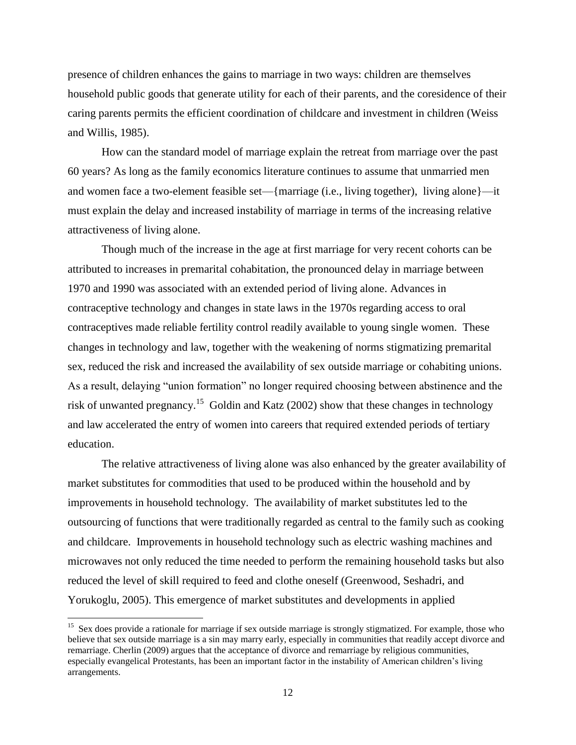presence of children enhances the gains to marriage in two ways: children are themselves household public goods that generate utility for each of their parents, and the coresidence of their caring parents permits the efficient coordination of childcare and investment in children (Weiss and Willis, 1985).

How can the standard model of marriage explain the retreat from marriage over the past 60 years? As long as the family economics literature continues to assume that unmarried men and women face a two-element feasible set—{marriage (i.e., living together), living alone}—it must explain the delay and increased instability of marriage in terms of the increasing relative attractiveness of living alone.

Though much of the increase in the age at first marriage for very recent cohorts can be attributed to increases in premarital cohabitation, the pronounced delay in marriage between 1970 and 1990 was associated with an extended period of living alone. Advances in contraceptive technology and changes in state laws in the 1970s regarding access to oral contraceptives made reliable fertility control readily available to young single women. These changes in technology and law, together with the weakening of norms stigmatizing premarital sex, reduced the risk and increased the availability of sex outside marriage or cohabiting unions. As a result, delaying "union formation" no longer required choosing between abstinence and the risk of unwanted pregnancy.[15] Goldin and Katz (2002) show that these changes in technology and law accelerated the entry of women into careers that required extended periods of tertiary education.

The relative attractiveness of living alone was also enhanced by the greater availability of market substitutes for commodities that used to be produced within the household and by improvements in household technology. The availability of market substitutes led to the outsourcing of functions that were traditionally regarded as central to the family such as cooking and childcare. Improvements in household technology such as electric washing machines and microwaves not only reduced the time needed to perform the remaining household tasks but also reduced the level of skill required to feed and clothe oneself (Greenwood, Seshadri, and Yorukoglu, 2005). This emergence of market substitutes and developments in applied

[15] Sex does provide a rationale for marriage if sex outside marriage is strongly stigmatized. For example, those who believe that sex outside marriage is a sin may marry early, especially in communities that readily accept divorce and remarriage. Cherlin (2009) argues that the acceptance of divorce and remarriage by religious communities, especially evangelical Protestants, has been an important factor in the instability of American children's living arrangements.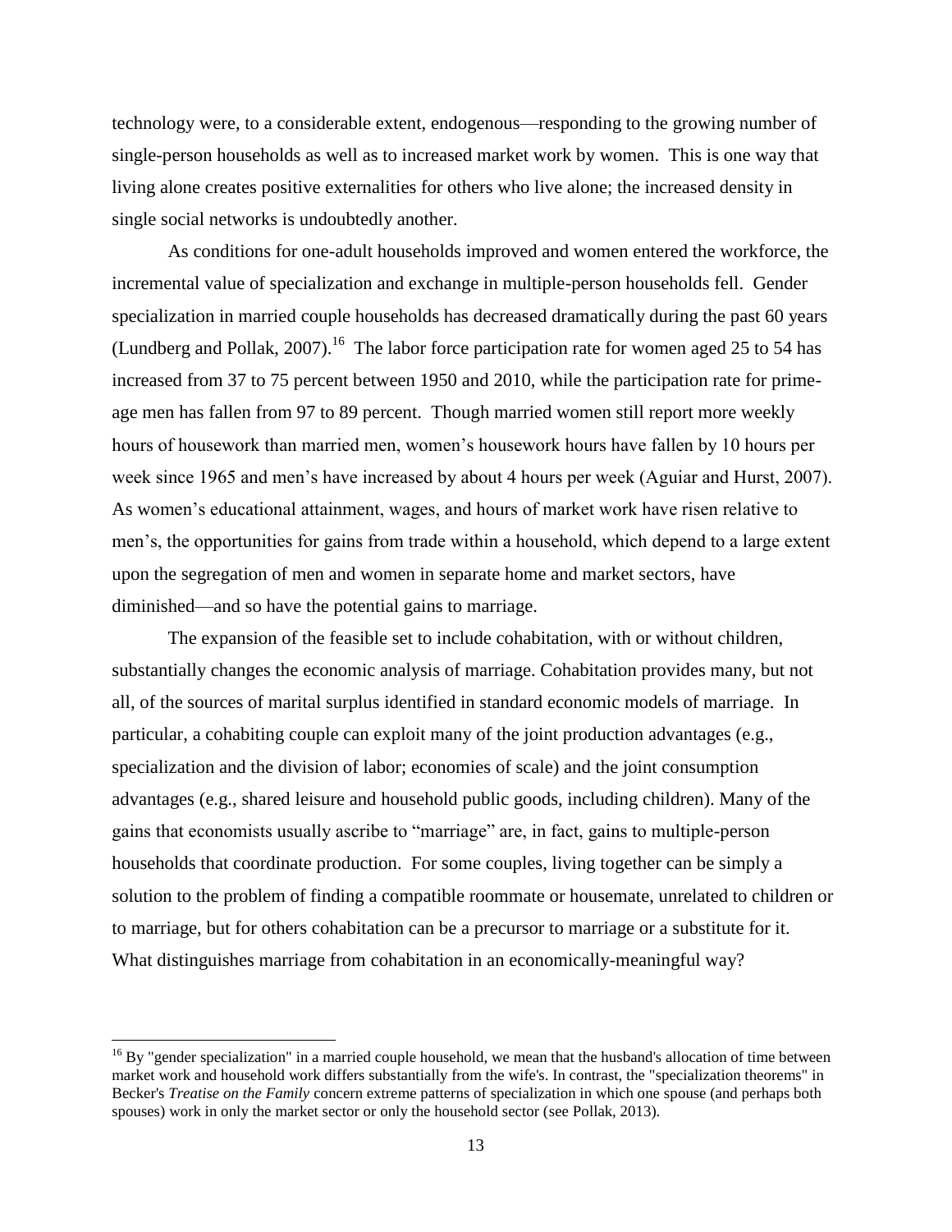technology were, to a considerable extent, endogenous—responding to the growing number of single-person households as well as to increased market work by women. This is one way that living alone creates positive externalities for others who live alone; the increased density in single social networks is undoubtedly another.

As conditions for one-adult households improved and women entered the workforce, the incremental value of specialization and exchange in multiple-person households fell. Gender specialization in married couple households has decreased dramatically during the past 60 years (Lundberg and Pollak, 2007).[16] The labor force participation rate for women aged 25 to 54 has increased from 37 to 75 percent between 1950 and 2010, while the participation rate for prime-age men has fallen from 97 to 89 percent. Though married women still report more weekly hours of housework than married men, women's housework hours have fallen by 10 hours per week since 1965 and men's have increased by about 4 hours per week (Aguiar and Hurst, 2007). As women's educational attainment, wages, and hours of market work have risen relative to men's, the opportunities for gains from trade within a household, which depend to a large extent upon the segregation of men and women in separate home and market sectors, have diminished—and so have the potential gains to marriage.

The expansion of the feasible set to include cohabitation, with or without children, substantially changes the economic analysis of marriage. Cohabitation provides many, but not all, of the sources of marital surplus identified in standard economic models of marriage. In particular, a cohabiting couple can exploit many of the joint production advantages (e.g., specialization and the division of labor; economies of scale) and the joint consumption advantages (e.g., shared leisure and household public goods, including children). Many of the gains that economists usually ascribe to "marriage" are, in fact, gains to multiple-person households that coordinate production. For some couples, living together can be simply a solution to the problem of finding a compatible roommate or housemate, unrelated to children or to marriage, but for others cohabitation can be a precursor to marriage or a substitute for it. What distinguishes marriage from cohabitation in an economically-meaningful way?

[16] By "gender specialization" in a married couple household, we mean that the husband's allocation of time between market work and household work differs substantially from the wife's. In contrast, the "specialization theorems" in Becker's *Treatise on the Family* concern extreme patterns of specialization in which one spouse (and perhaps both spouses) work in only the market sector or only the household sector (see Pollak, 2013).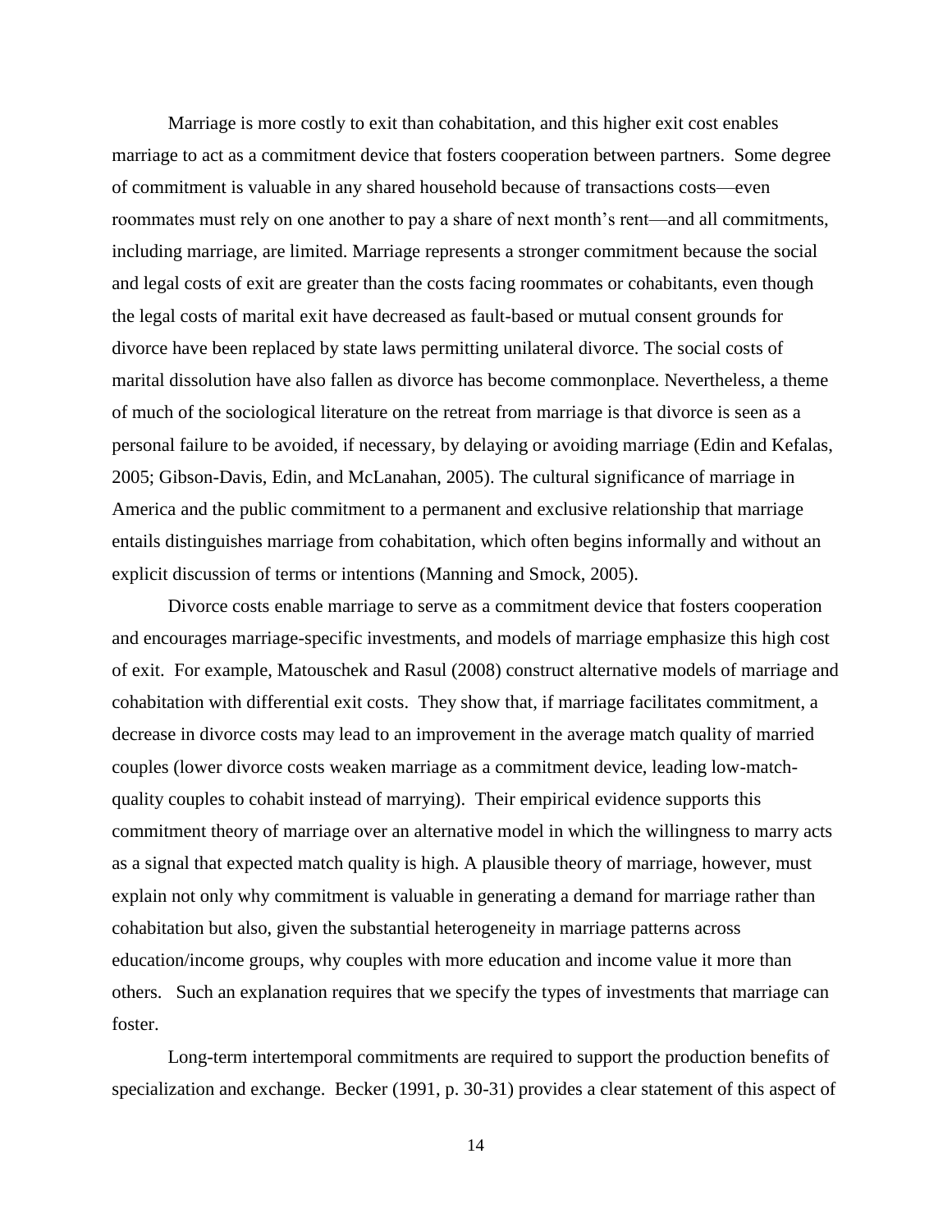Marriage is more costly to exit than cohabitation, and this higher exit cost enables marriage to act as a commitment device that fosters cooperation between partners. Some degree of commitment is valuable in any shared household because of transactions costs—even roommates must rely on one another to pay a share of next month's rent—and all commitments, including marriage, are limited. Marriage represents a stronger commitment because the social and legal costs of exit are greater than the costs facing roommates or cohabitants, even though the legal costs of marital exit have decreased as fault-based or mutual consent grounds for divorce have been replaced by state laws permitting unilateral divorce. The social costs of marital dissolution have also fallen as divorce has become commonplace. Nevertheless, a theme of much of the sociological literature on the retreat from marriage is that divorce is seen as a personal failure to be avoided, if necessary, by delaying or avoiding marriage (Edin and Kefalas, 2005; Gibson-Davis, Edin, and McLanahan, 2005). The cultural significance of marriage in America and the public commitment to a permanent and exclusive relationship that marriage entails distinguishes marriage from cohabitation, which often begins informally and without an explicit discussion of terms or intentions (Manning and Smock, 2005).

Divorce costs enable marriage to serve as a commitment device that fosters cooperation and encourages marriage-specific investments, and models of marriage emphasize this high cost of exit. For example, Matouschek and Rasul (2008) construct alternative models of marriage and cohabitation with differential exit costs. They show that, if marriage facilitates commitment, a decrease in divorce costs may lead to an improvement in the average match quality of married couples (lower divorce costs weaken marriage as a commitment device, leading low-match-quality couples to cohabit instead of marrying). Their empirical evidence supports this commitment theory of marriage over an alternative model in which the willingness to marry acts as a signal that expected match quality is high. A plausible theory of marriage, however, must explain not only why commitment is valuable in generating a demand for marriage rather than cohabitation but also, given the substantial heterogeneity in marriage patterns across education/income groups, why couples with more education and income value it more than others. Such an explanation requires that we specify the types of investments that marriage can foster.

Long-term intertemporal commitments are required to support the production benefits of specialization and exchange. Becker (1991, p. 30-31) provides a clear statement of this aspect of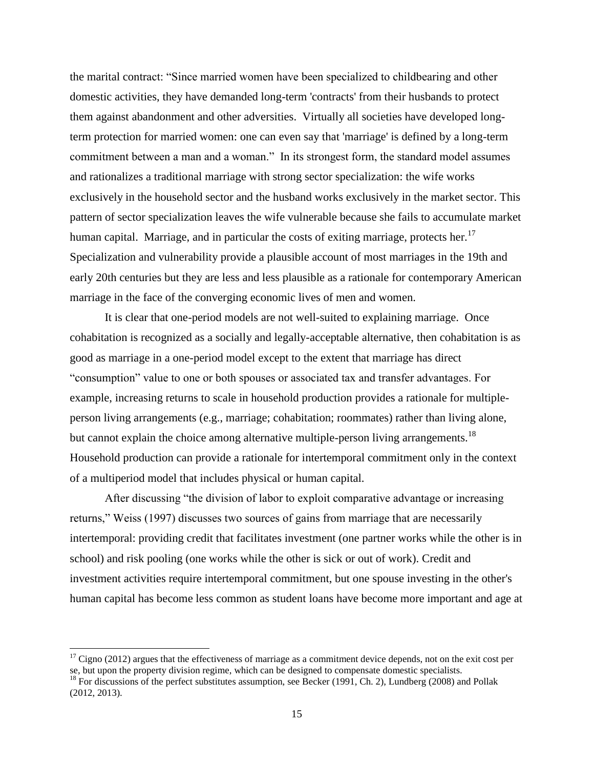the marital contract: "Since married women have been specialized to childbearing and other domestic activities, they have demanded long-term 'contracts' from their husbands to protect them against abandonment and other adversities. Virtually all societies have developed long-term protection for married women: one can even say that 'marriage' is defined by a long-term commitment between a man and a woman." In its strongest form, the standard model assumes and rationalizes a traditional marriage with strong sector specialization: the wife works exclusively in the household sector and the husband works exclusively in the market sector. This pattern of sector specialization leaves the wife vulnerable because she fails to accumulate market human capital. Marriage, and in particular the costs of exiting marriage, protects her.[17] Specialization and vulnerability provide a plausible account of most marriages in the 19th and early 20th centuries but they are less and less plausible as a rationale for contemporary American marriage in the face of the converging economic lives of men and women.

It is clear that one-period models are not well-suited to explaining marriage. Once cohabitation is recognized as a socially and legally-acceptable alternative, then cohabitation is as good as marriage in a one-period model except to the extent that marriage has direct "consumption" value to one or both spouses or associated tax and transfer advantages. For example, increasing returns to scale in household production provides a rationale for multiple-person living arrangements (e.g., marriage; cohabitation; roommates) rather than living alone, but cannot explain the choice among alternative multiple-person living arrangements.[18] Household production can provide a rationale for intertemporal commitment only in the context of a multiperiod model that includes physical or human capital.

After discussing "the division of labor to exploit comparative advantage or increasing returns," Weiss (1997) discusses two sources of gains from marriage that are necessarily intertemporal: providing credit that facilitates investment (one partner works while the other is in school) and risk pooling (one works while the other is sick or out of work). Credit and investment activities require intertemporal commitment, but one spouse investing in the other's human capital has become less common as student loans have become more important and age at

[17] Cigno (2012) argues that the effectiveness of marriage as a commitment device depends, not on the exit cost per se, but upon the property division regime, which can be designed to compensate domestic specialists.

[18] For discussions of the perfect substitutes assumption, see Becker (1991, Ch. 2), Lundberg (2008) and Pollak (2012, 2013).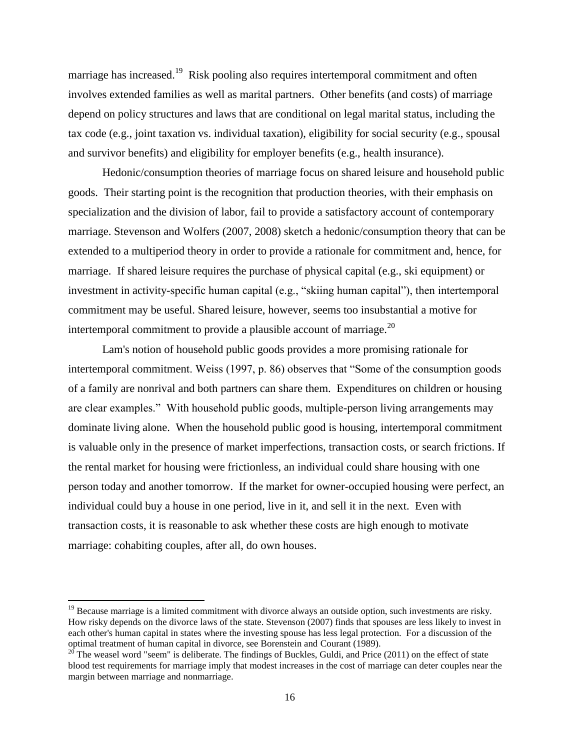marriage has increased.[19] Risk pooling also requires intertemporal commitment and often involves extended families as well as marital partners. Other benefits (and costs) of marriage depend on policy structures and laws that are conditional on legal marital status, including the tax code (e.g., joint taxation vs. individual taxation), eligibility for social security (e.g., spousal and survivor benefits) and eligibility for employer benefits (e.g., health insurance).

Hedonic/consumption theories of marriage focus on shared leisure and household public goods. Their starting point is the recognition that production theories, with their emphasis on specialization and the division of labor, fail to provide a satisfactory account of contemporary marriage. Stevenson and Wolfers (2007, 2008) sketch a hedonic/consumption theory that can be extended to a multiperiod theory in order to provide a rationale for commitment and, hence, for marriage. If shared leisure requires the purchase of physical capital (e.g., ski equipment) or investment in activity-specific human capital (e.g., "skiing human capital"), then intertemporal commitment may be useful. Shared leisure, however, seems too insubstantial a motive for intertemporal commitment to provide a plausible account of marriage.[20]

Lam's notion of household public goods provides a more promising rationale for intertemporal commitment. Weiss (1997, p. 86) observes that "Some of the consumption goods of a family are nonrival and both partners can share them. Expenditures on children or housing are clear examples." With household public goods, multiple-person living arrangements may dominate living alone. When the household public good is housing, intertemporal commitment is valuable only in the presence of market imperfections, transaction costs, or search frictions. If the rental market for housing were frictionless, an individual could share housing with one person today and another tomorrow. If the market for owner-occupied housing were perfect, an individual could buy a house in one period, live in it, and sell it in the next. Even with transaction costs, it is reasonable to ask whether these costs are high enough to motivate marriage: cohabiting couples, after all, do own houses.

---

[19] Because marriage is a limited commitment with divorce always an outside option, such investments are risky. How risky depends on the divorce laws of the state. Stevenson (2007) finds that spouses are less likely to invest in each other's human capital in states where the investing spouse has less legal protection. For a discussion of the optimal treatment of human capital in divorce, see Borenstein and Courant (1989).

[20] The weasel word "seem" is deliberate. The findings of Buckles, Guldi, and Price (2011) on the effect of state blood test requirements for marriage imply that modest increases in the cost of marriage can deter couples near the margin between marriage and nonmarriage.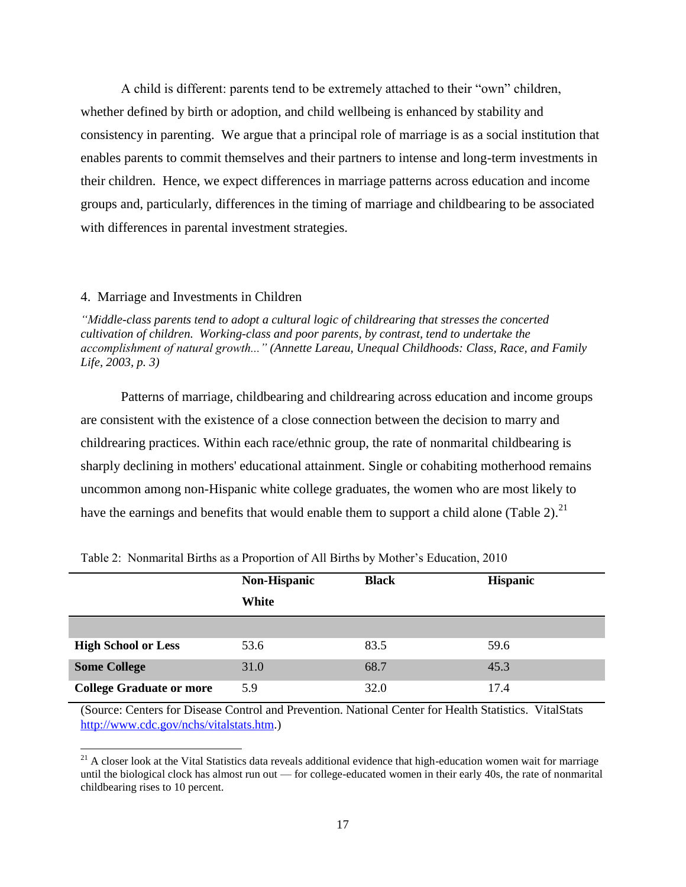A child is different: parents tend to be extremely attached to their "own" children, whether defined by birth or adoption, and child wellbeing is enhanced by stability and consistency in parenting. We argue that a principal role of marriage is as a social institution that enables parents to commit themselves and their partners to intense and long-term investments in their children. Hence, we expect differences in marriage patterns across education and income groups and, particularly, differences in the timing of marriage and childbearing to be associated with differences in parental investment strategies.

## 4. Marriage and Investments in Children

*"Middle-class parents tend to adopt a cultural logic of childrearing that stresses the concerted cultivation of children. Working-class and poor parents, by contrast, tend to undertake the accomplishment of natural growth..." (Annette Lareau, Unequal Childhoods: Class, Race, and Family Life, 2003, p. 3)*

Patterns of marriage, childbearing and childrearing across education and income groups are consistent with the existence of a close connection between the decision to marry and childrearing practices. Within each race/ethnic group, the rate of nonmarital childbearing is sharply declining in mothers' educational attainment. Single or cohabiting motherhood remains uncommon among non-Hispanic white college graduates, the women who are most likely to have the earnings and benefits that would enable them to support a child alone (Table 2).[21]

Table 2: Nonmarital Births as a Proportion of All Births by Mother's Education, 2010

| | **Non-Hispanic White** | **Black** | **Hispanic** |
|---|---|---|---|
| **High School or Less** | 53.6 | 83.5 | 59.6 |
| **Some College** | 31.0 | 68.7 | 45.3 |
| **College Graduate or more** | 5.9 | 32.0 | 17.4 |

(Source: Centers for Disease Control and Prevention. National Center for Health Statistics. VitalStats http://www.cdc.gov/nchs/vitalstats.htm.)

[21] A closer look at the Vital Statistics data reveals additional evidence that high-education women wait for marriage until the biological clock has almost run out — for college-educated women in their early 40s, the rate of nonmarital childbearing rises to 10 percent.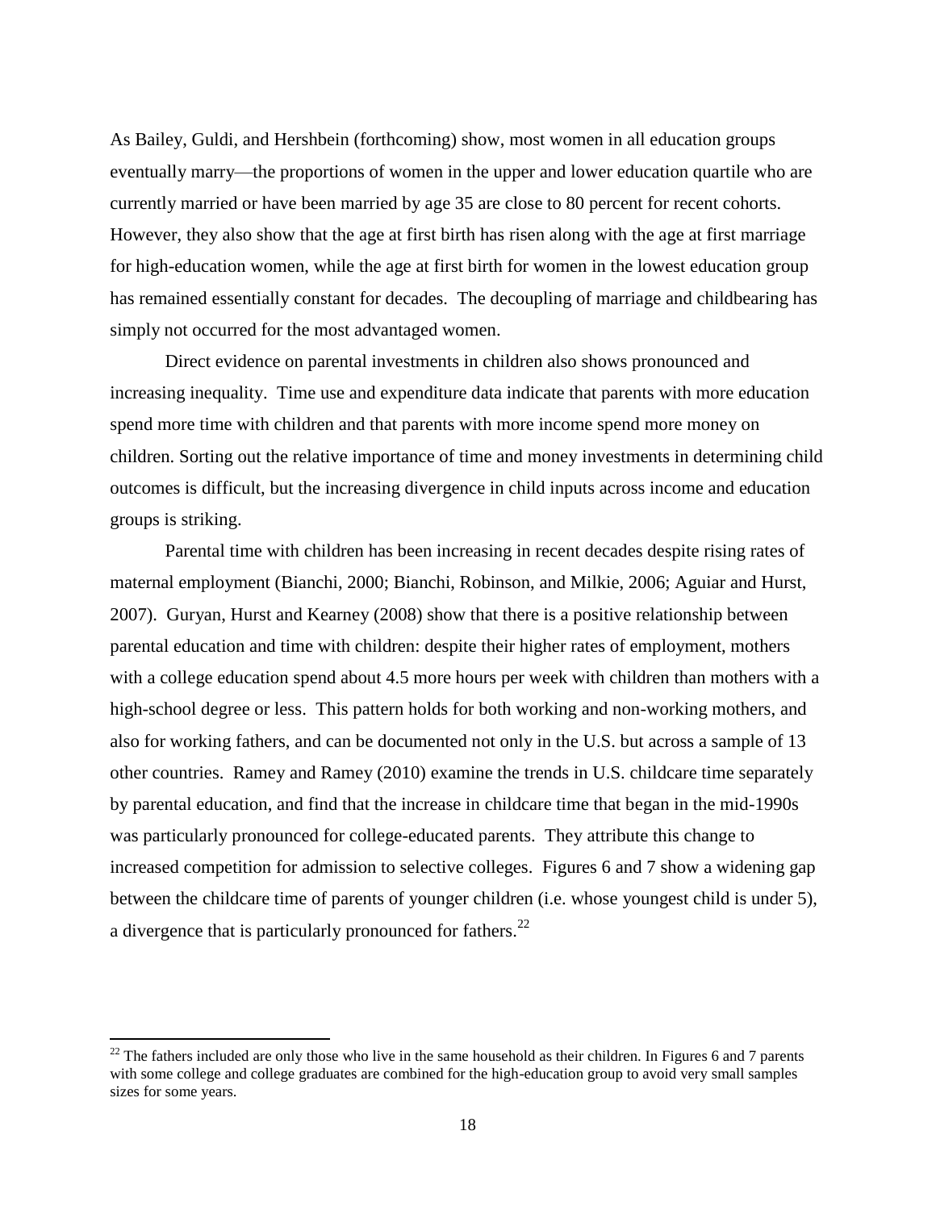As Bailey, Guldi, and Hershbein (forthcoming) show, most women in all education groups eventually marry—the proportions of women in the upper and lower education quartile who are currently married or have been married by age 35 are close to 80 percent for recent cohorts. However, they also show that the age at first birth has risen along with the age at first marriage for high-education women, while the age at first birth for women in the lowest education group has remained essentially constant for decades. The decoupling of marriage and childbearing has simply not occurred for the most advantaged women.

Direct evidence on parental investments in children also shows pronounced and increasing inequality. Time use and expenditure data indicate that parents with more education spend more time with children and that parents with more income spend more money on children. Sorting out the relative importance of time and money investments in determining child outcomes is difficult, but the increasing divergence in child inputs across income and education groups is striking.

Parental time with children has been increasing in recent decades despite rising rates of maternal employment (Bianchi, 2000; Bianchi, Robinson, and Milkie, 2006; Aguiar and Hurst, 2007). Guryan, Hurst and Kearney (2008) show that there is a positive relationship between parental education and time with children: despite their higher rates of employment, mothers with a college education spend about 4.5 more hours per week with children than mothers with a high-school degree or less. This pattern holds for both working and non-working mothers, and also for working fathers, and can be documented not only in the U.S. but across a sample of 13 other countries. Ramey and Ramey (2010) examine the trends in U.S. childcare time separately by parental education, and find that the increase in childcare time that began in the mid-1990s was particularly pronounced for college-educated parents. They attribute this change to increased competition for admission to selective colleges. Figures 6 and 7 show a widening gap between the childcare time of parents of younger children (i.e. whose youngest child is under 5), a divergence that is particularly pronounced for fathers.[22]

---

[22] The fathers included are only those who live in the same household as their children. In Figures 6 and 7 parents with some college and college graduates are combined for the high-education group to avoid very small samples sizes for some years.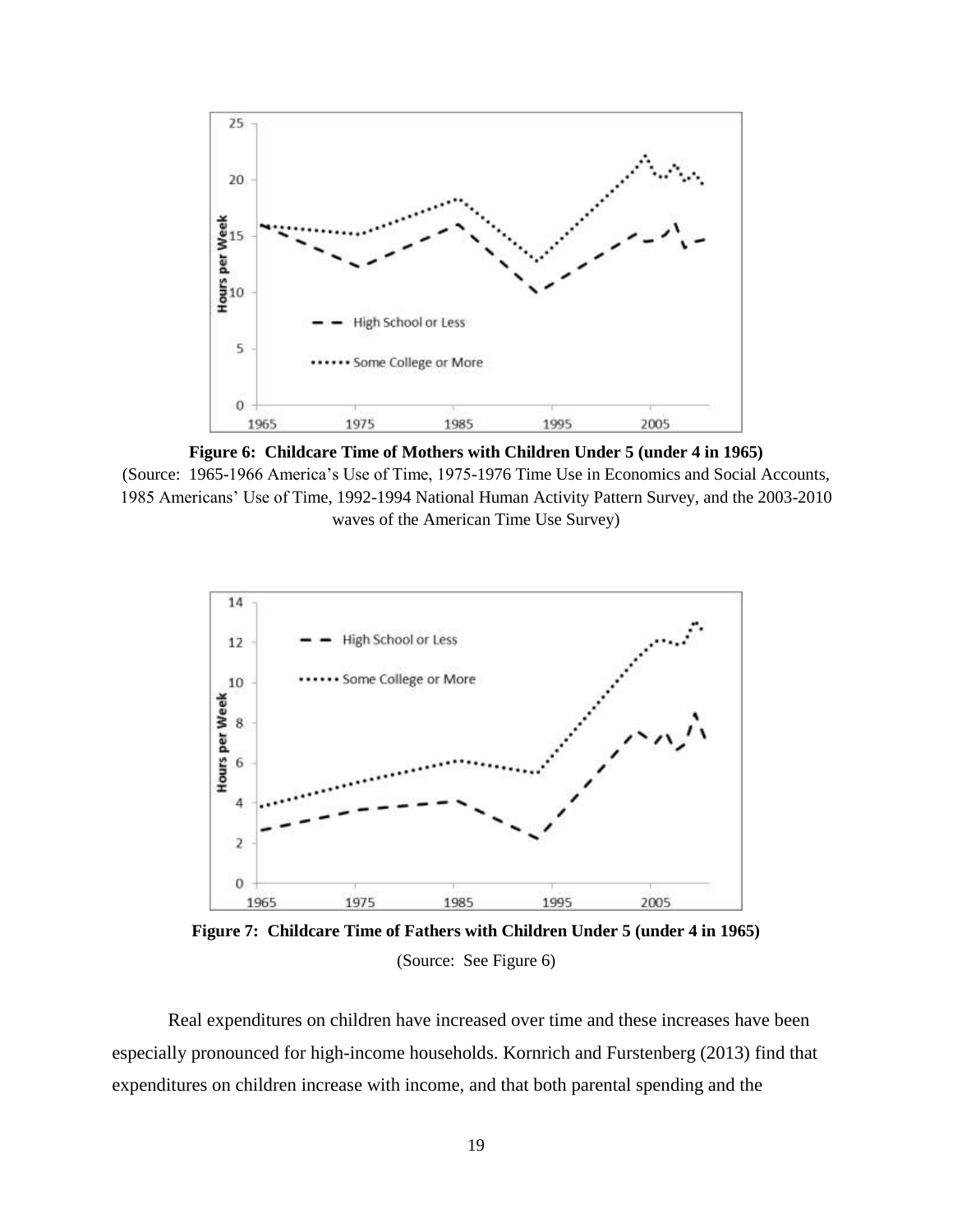**Figure 6: Childcare Time of Mothers with Children Under 5 (under 4 in 1965)**

(Source: 1965-1966 America's Use of Time, 1975-1976 Time Use in Economics and Social Accounts, 1985 Americans' Use of Time, 1992-1994 National Human Activity Pattern Survey, and the 2003-2010 waves of the American Time Use Survey)

**Figure 7: Childcare Time of Fathers with Children Under 5 (under 4 in 1965)**

(Source: See Figure 6)

Real expenditures on children have increased over time and these increases have been especially pronounced for high-income households. Kornrich and Furstenberg (2013) find that expenditures on children increase with income, and that both parental spending and the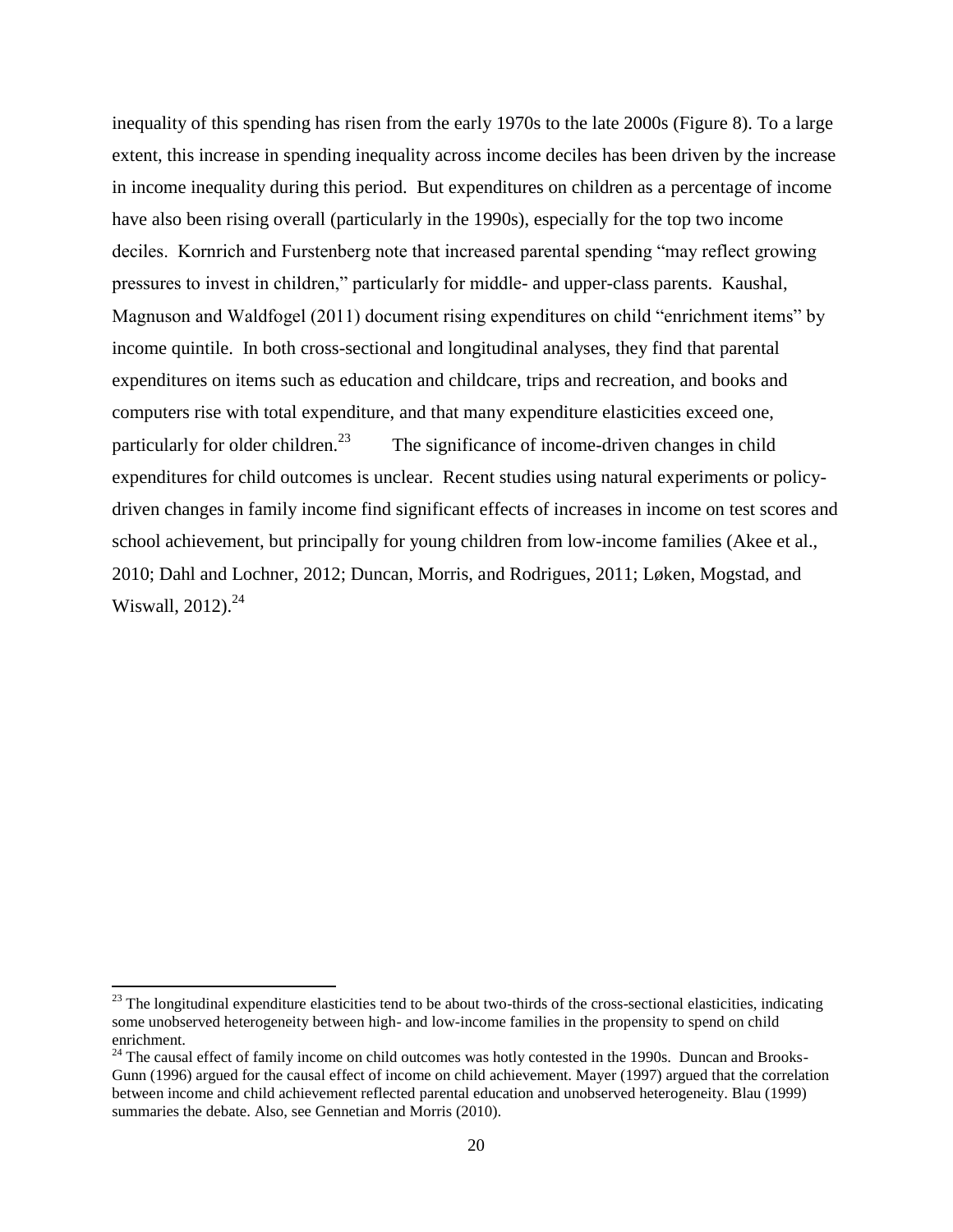inequality of this spending has risen from the early 1970s to the late 2000s (Figure 8). To a large extent, this increase in spending inequality across income deciles has been driven by the increase in income inequality during this period. But expenditures on children as a percentage of income have also been rising overall (particularly in the 1990s), especially for the top two income deciles. Kornrich and Furstenberg note that increased parental spending "may reflect growing pressures to invest in children," particularly for middle- and upper-class parents. Kaushal, Magnuson and Waldfogel (2011) document rising expenditures on child "enrichment items" by income quintile. In both cross-sectional and longitudinal analyses, they find that parental expenditures on items such as education and childcare, trips and recreation, and books and computers rise with total expenditure, and that many expenditure elasticities exceed one, particularly for older children.[23]

The significance of income-driven changes in child expenditures for child outcomes is unclear. Recent studies using natural experiments or policy-driven changes in family income find significant effects of increases in income on test scores and school achievement, but principally for young children from low-income families (Akee et al., 2010; Dahl and Lochner, 2012; Duncan, Morris, and Rodrigues, 2011; Løken, Mogstad, and Wiswall, 2012).[24]

---

[23] The longitudinal expenditure elasticities tend to be about two-thirds of the cross-sectional elasticities, indicating some unobserved heterogeneity between high- and low-income families in the propensity to spend on child enrichment.

[24] The causal effect of family income on child outcomes was hotly contested in the 1990s. Duncan and Brooks-Gunn (1996) argued for the causal effect of income on child achievement. Mayer (1997) argued that the correlation between income and child achievement reflected parental education and unobserved heterogeneity. Blau (1999) summaries the debate. Also, see Gennetian and Morris (2010).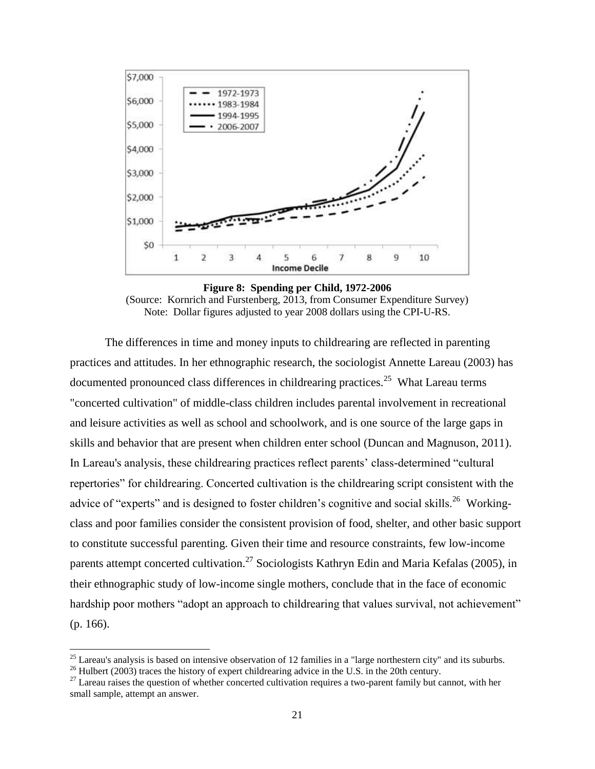**Figure 8: Spending per Child, 1972-2006**
(Source: Kornrich and Furstenberg, 2013, from Consumer Expenditure Survey)
Note: Dollar figures adjusted to year 2008 dollars using the CPI-U-RS.

The differences in time and money inputs to childrearing are reflected in parenting practices and attitudes. In her ethnographic research, the sociologist Annette Lareau (2003) has documented pronounced class differences in childrearing practices.[25] What Lareau terms "concerted cultivation" of middle-class children includes parental involvement in recreational and leisure activities as well as school and schoolwork, and is one source of the large gaps in skills and behavior that are present when children enter school (Duncan and Magnuson, 2011). In Lareau's analysis, these childrearing practices reflect parents' class-determined "cultural repertories" for childrearing. Concerted cultivation is the childrearing script consistent with the advice of "experts" and is designed to foster children's cognitive and social skills.[26] Working-class and poor families consider the consistent provision of food, shelter, and other basic support to constitute successful parenting. Given their time and resource constraints, few low-income parents attempt concerted cultivation.[27] Sociologists Kathryn Edin and Maria Kefalas (2005), in their ethnographic study of low-income single mothers, conclude that in the face of economic hardship poor mothers "adopt an approach to childrearing that values survival, not achievement" (p. 166).

[25] Lareau's analysis is based on intensive observation of 12 families in a "large northestern city" and its suburbs.
[26] Hulbert (2003) traces the history of expert childrearing advice in the U.S. in the 20th century.
[27] Lareau raises the question of whether concerted cultivation requires a two-parent family but cannot, with her small sample, attempt an answer.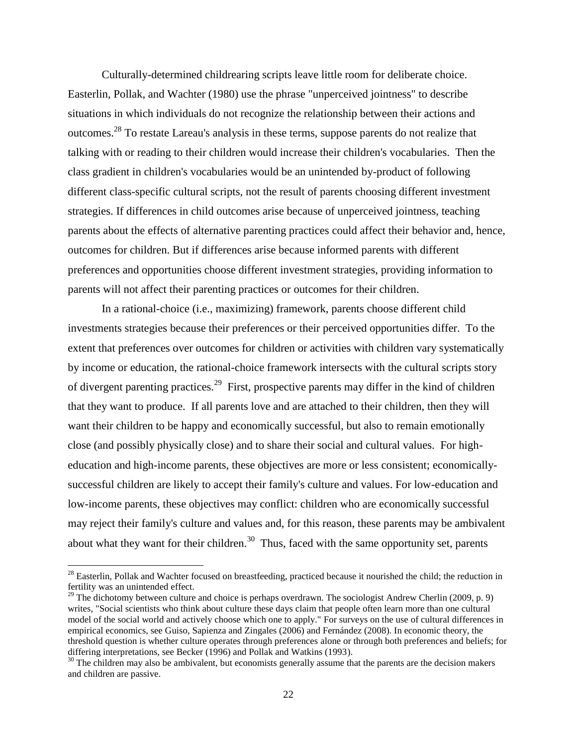Culturally-determined childrearing scripts leave little room for deliberate choice. Easterlin, Pollak, and Wachter (1980) use the phrase "unperceived jointness" to describe situations in which individuals do not recognize the relationship between their actions and outcomes.[28] To restate Lareau's analysis in these terms, suppose parents do not realize that talking with or reading to their children would increase their children's vocabularies. Then the class gradient in children's vocabularies would be an unintended by-product of following different class-specific cultural scripts, not the result of parents choosing different investment strategies. If differences in child outcomes arise because of unperceived jointness, teaching parents about the effects of alternative parenting practices could affect their behavior and, hence, outcomes for children. But if differences arise because informed parents with different preferences and opportunities choose different investment strategies, providing information to parents will not affect their parenting practices or outcomes for their children.

In a rational-choice (i.e., maximizing) framework, parents choose different child investments strategies because their preferences or their perceived opportunities differ. To the extent that preferences over outcomes for children or activities with children vary systematically by income or education, the rational-choice framework intersects with the cultural scripts story of divergent parenting practices.[29] First, prospective parents may differ in the kind of children that they want to produce. If all parents love and are attached to their children, then they will want their children to be happy and economically successful, but also to remain emotionally close (and possibly physically close) and to share their social and cultural values. For high-education and high-income parents, these objectives are more or less consistent; economically-successful children are likely to accept their family's culture and values. For low-education and low-income parents, these objectives may conflict: children who are economically successful may reject their family's culture and values and, for this reason, these parents may be ambivalent about what they want for their children.[30] Thus, faced with the same opportunity set, parents

[28] Easterlin, Pollak and Wachter focused on breastfeeding, practiced because it nourished the child; the reduction in fertility was an unintended effect.

[29] The dichotomy between culture and choice is perhaps overdrawn. The sociologist Andrew Cherlin (2009, p. 9) writes, "Social scientists who think about culture these days claim that people often learn more than one cultural model of the social world and actively choose which one to apply." For surveys on the use of cultural differences in empirical economics, see Guiso, Sapienza and Zingales (2006) and Fernández (2008). In economic theory, the threshold question is whether culture operates through preferences alone or through both preferences and beliefs; for differing interpretations, see Becker (1996) and Pollak and Watkins (1993).

[30] The children may also be ambivalent, but economists generally assume that the parents are the decision makers and children are passive.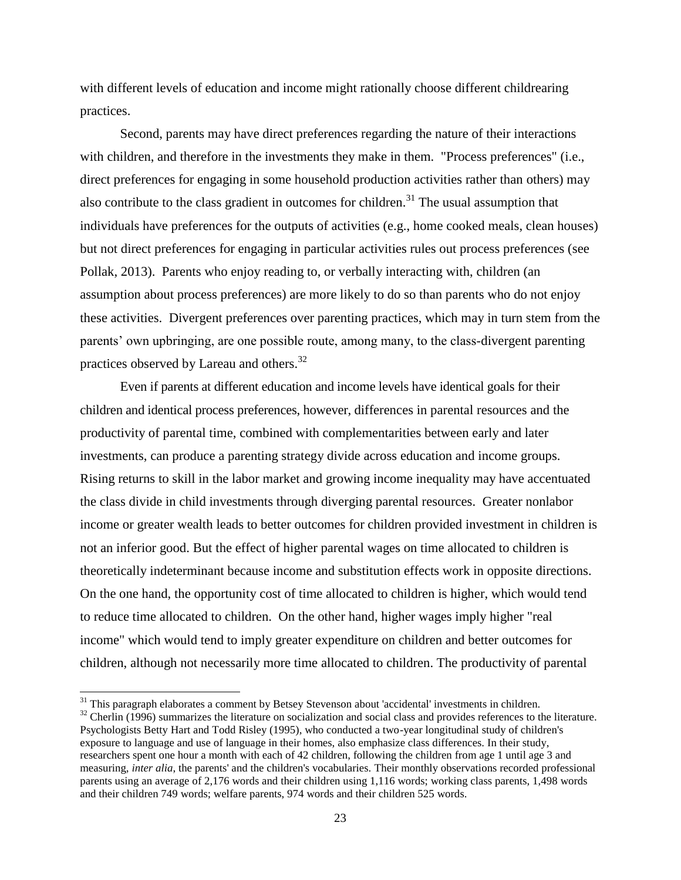with different levels of education and income might rationally choose different childrearing practices.

Second, parents may have direct preferences regarding the nature of their interactions with children, and therefore in the investments they make in them. "Process preferences" (i.e., direct preferences for engaging in some household production activities rather than others) may also contribute to the class gradient in outcomes for children.[31] The usual assumption that individuals have preferences for the outputs of activities (e.g., home cooked meals, clean houses) but not direct preferences for engaging in particular activities rules out process preferences (see Pollak, 2013). Parents who enjoy reading to, or verbally interacting with, children (an assumption about process preferences) are more likely to do so than parents who do not enjoy these activities. Divergent preferences over parenting practices, which may in turn stem from the parents' own upbringing, are one possible route, among many, to the class-divergent parenting practices observed by Lareau and others.[32]

Even if parents at different education and income levels have identical goals for their children and identical process preferences, however, differences in parental resources and the productivity of parental time, combined with complementarities between early and later investments, can produce a parenting strategy divide across education and income groups. Rising returns to skill in the labor market and growing income inequality may have accentuated the class divide in child investments through diverging parental resources. Greater nonlabor income or greater wealth leads to better outcomes for children provided investment in children is not an inferior good. But the effect of higher parental wages on time allocated to children is theoretically indeterminant because income and substitution effects work in opposite directions. On the one hand, the opportunity cost of time allocated to children is higher, which would tend to reduce time allocated to children. On the other hand, higher wages imply higher "real income" which would tend to imply greater expenditure on children and better outcomes for children, although not necessarily more time allocated to children. The productivity of parental

---

[31] This paragraph elaborates a comment by Betsey Stevenson about 'accidental' investments in children.

[32] Cherlin (1996) summarizes the literature on socialization and social class and provides references to the literature. Psychologists Betty Hart and Todd Risley (1995), who conducted a two-year longitudinal study of children's exposure to language and use of language in their homes, also emphasize class differences. In their study, researchers spent one hour a month with each of 42 children, following the children from age 1 until age 3 and measuring, *inter alia*, the parents' and the children's vocabularies. Their monthly observations recorded professional parents using an average of 2,176 words and their children using 1,116 words; working class parents, 1,498 words and their children 749 words; welfare parents, 974 words and their children 525 words.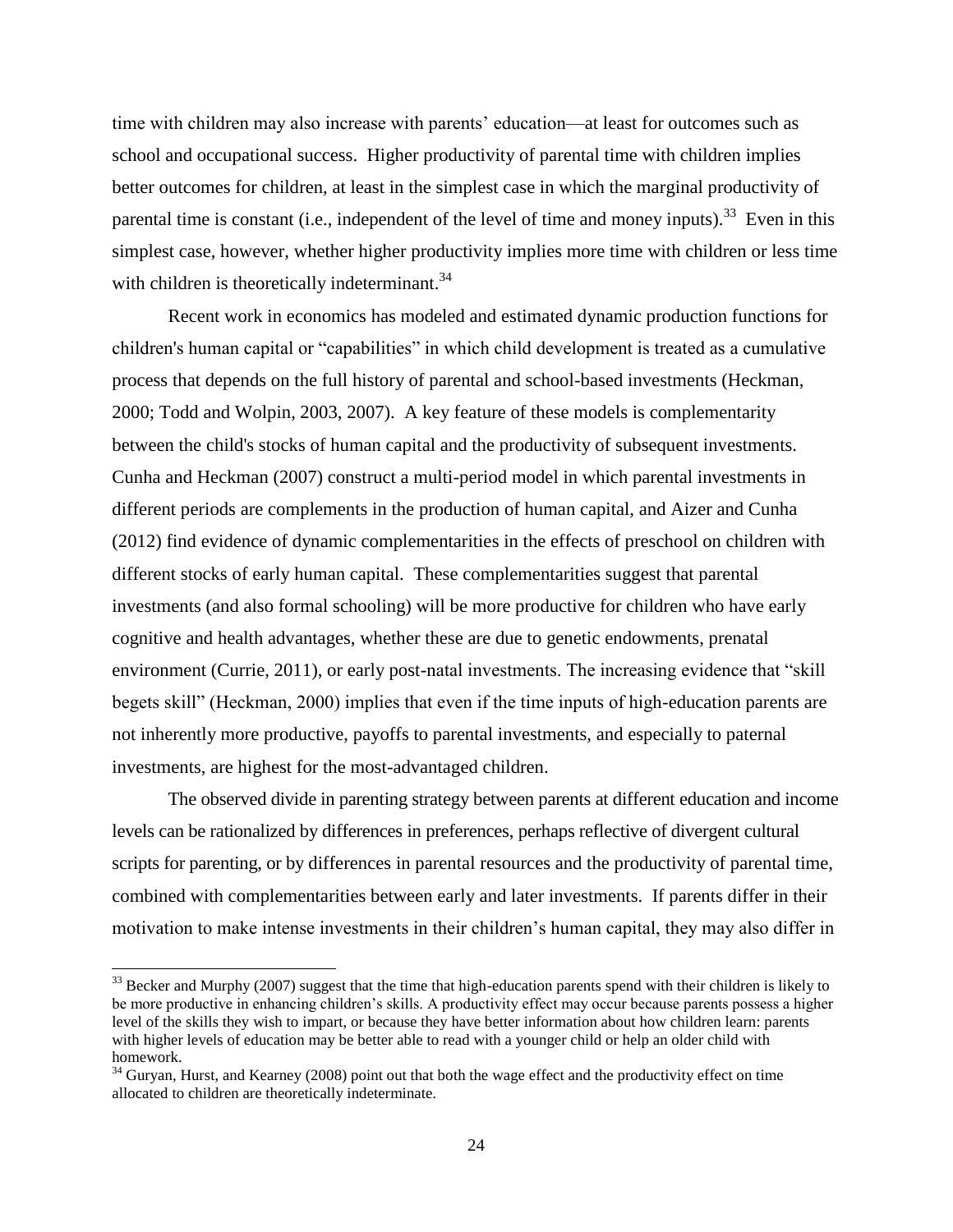time with children may also increase with parents' education—at least for outcomes such as school and occupational success. Higher productivity of parental time with children implies better outcomes for children, at least in the simplest case in which the marginal productivity of parental time is constant (i.e., independent of the level of time and money inputs).[33] Even in this simplest case, however, whether higher productivity implies more time with children or less time with children is theoretically indeterminant.[34]

Recent work in economics has modeled and estimated dynamic production functions for children's human capital or "capabilities" in which child development is treated as a cumulative process that depends on the full history of parental and school-based investments (Heckman, 2000; Todd and Wolpin, 2003, 2007). A key feature of these models is complementarity between the child's stocks of human capital and the productivity of subsequent investments. Cunha and Heckman (2007) construct a multi-period model in which parental investments in different periods are complements in the production of human capital, and Aizer and Cunha (2012) find evidence of dynamic complementarities in the effects of preschool on children with different stocks of early human capital. These complementarities suggest that parental investments (and also formal schooling) will be more productive for children who have early cognitive and health advantages, whether these are due to genetic endowments, prenatal environment (Currie, 2011), or early post-natal investments. The increasing evidence that "skill begets skill" (Heckman, 2000) implies that even if the time inputs of high-education parents are not inherently more productive, payoffs to parental investments, and especially to paternal investments, are highest for the most-advantaged children.

The observed divide in parenting strategy between parents at different education and income levels can be rationalized by differences in preferences, perhaps reflective of divergent cultural scripts for parenting, or by differences in parental resources and the productivity of parental time, combined with complementarities between early and later investments. If parents differ in their motivation to make intense investments in their children's human capital, they may also differ in

---

[33] Becker and Murphy (2007) suggest that the time that high-education parents spend with their children is likely to be more productive in enhancing children's skills. A productivity effect may occur because parents possess a higher level of the skills they wish to impart, or because they have better information about how children learn: parents with higher levels of education may be better able to read with a younger child or help an older child with homework.

[34] Guryan, Hurst, and Kearney (2008) point out that both the wage effect and the productivity effect on time allocated to children are theoretically indeterminate.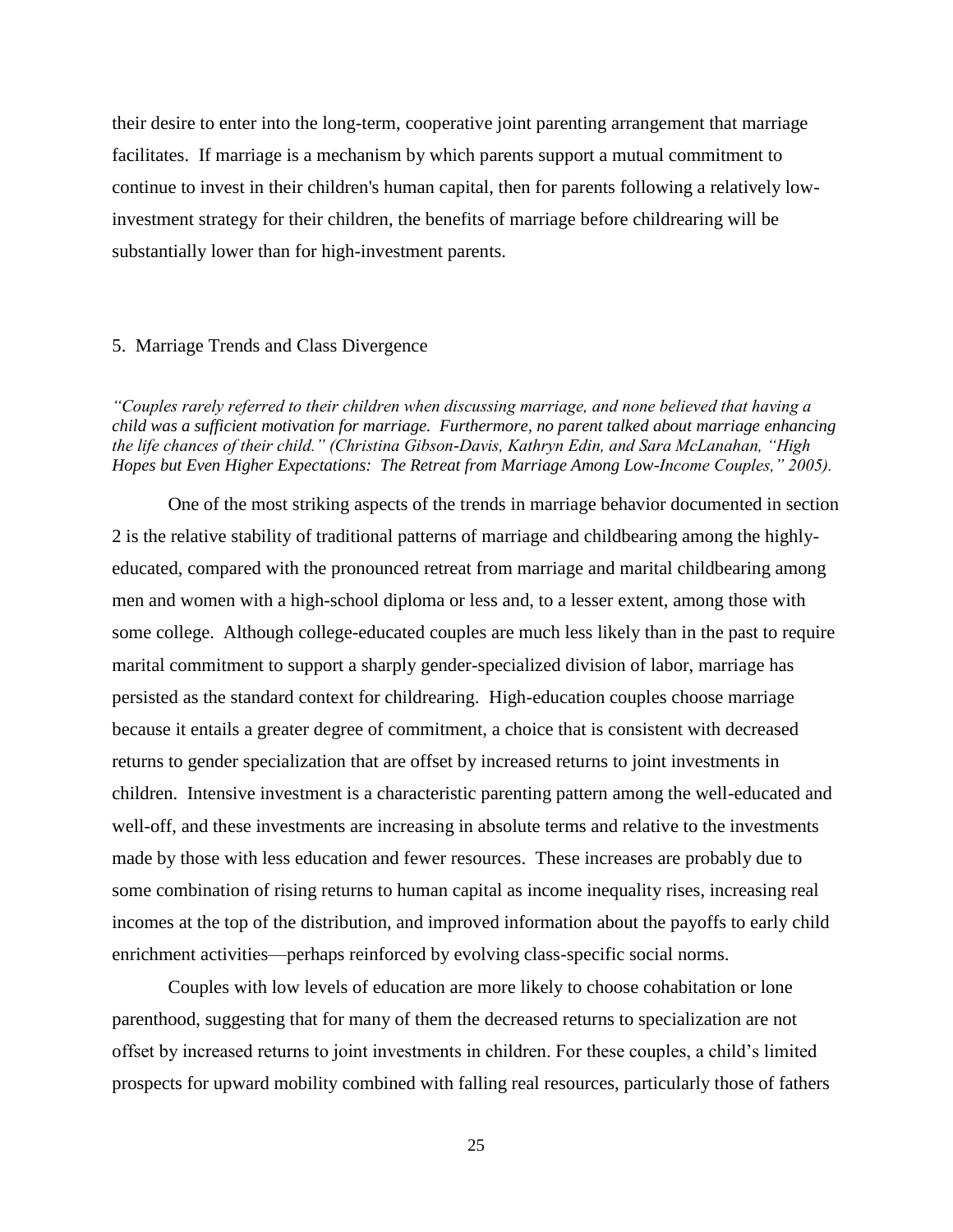their desire to enter into the long-term, cooperative joint parenting arrangement that marriage facilitates. If marriage is a mechanism by which parents support a mutual commitment to continue to invest in their children's human capital, then for parents following a relatively low-investment strategy for their children, the benefits of marriage before childrearing will be substantially lower than for high-investment parents.

## 5. Marriage Trends and Class Divergence

*"Couples rarely referred to their children when discussing marriage, and none believed that having a child was a sufficient motivation for marriage. Furthermore, no parent talked about marriage enhancing the life chances of their child." (Christina Gibson-Davis, Kathryn Edin, and Sara McLanahan, "High Hopes but Even Higher Expectations: The Retreat from Marriage Among Low-Income Couples," 2005).*

One of the most striking aspects of the trends in marriage behavior documented in section 2 is the relative stability of traditional patterns of marriage and childbearing among the highly-educated, compared with the pronounced retreat from marriage and marital childbearing among men and women with a high-school diploma or less and, to a lesser extent, among those with some college. Although college-educated couples are much less likely than in the past to require marital commitment to support a sharply gender-specialized division of labor, marriage has persisted as the standard context for childrearing. High-education couples choose marriage because it entails a greater degree of commitment, a choice that is consistent with decreased returns to gender specialization that are offset by increased returns to joint investments in children. Intensive investment is a characteristic parenting pattern among the well-educated and well-off, and these investments are increasing in absolute terms and relative to the investments made by those with less education and fewer resources. These increases are probably due to some combination of rising returns to human capital as income inequality rises, increasing real incomes at the top of the distribution, and improved information about the payoffs to early child enrichment activities—perhaps reinforced by evolving class-specific social norms.

Couples with low levels of education are more likely to choose cohabitation or lone parenthood, suggesting that for many of them the decreased returns to specialization are not offset by increased returns to joint investments in children. For these couples, a child's limited prospects for upward mobility combined with falling real resources, particularly those of fathers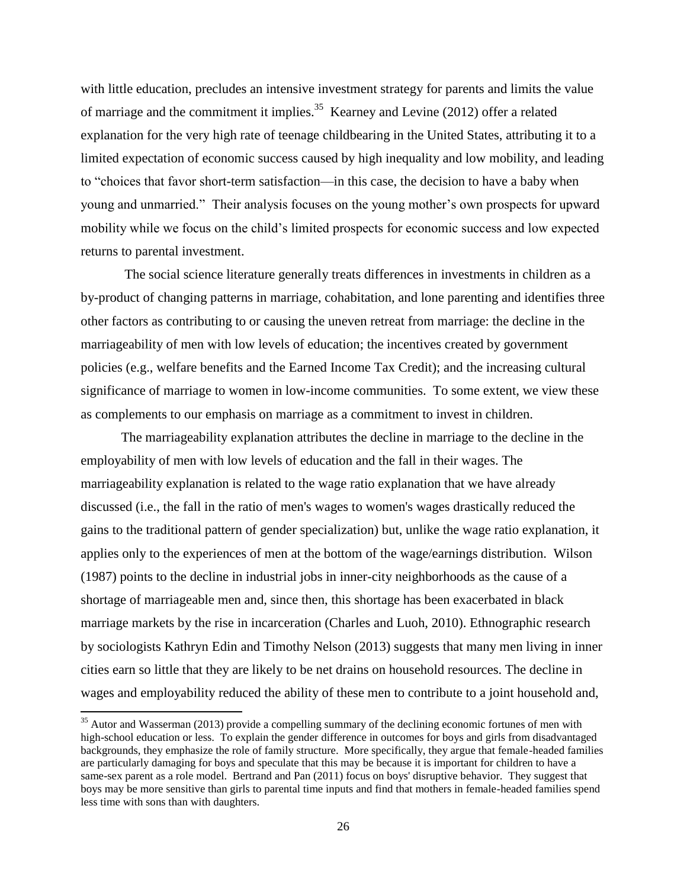with little education, precludes an intensive investment strategy for parents and limits the value of marriage and the commitment it implies.[35] Kearney and Levine (2012) offer a related explanation for the very high rate of teenage childbearing in the United States, attributing it to a limited expectation of economic success caused by high inequality and low mobility, and leading to "choices that favor short-term satisfaction—in this case, the decision to have a baby when young and unmarried." Their analysis focuses on the young mother's own prospects for upward mobility while we focus on the child's limited prospects for economic success and low expected returns to parental investment.

The social science literature generally treats differences in investments in children as a by-product of changing patterns in marriage, cohabitation, and lone parenting and identifies three other factors as contributing to or causing the uneven retreat from marriage: the decline in the marriageability of men with low levels of education; the incentives created by government policies (e.g., welfare benefits and the Earned Income Tax Credit); and the increasing cultural significance of marriage to women in low-income communities. To some extent, we view these as complements to our emphasis on marriage as a commitment to invest in children.

The marriageability explanation attributes the decline in marriage to the decline in the employability of men with low levels of education and the fall in their wages. The marriageability explanation is related to the wage ratio explanation that we have already discussed (i.e., the fall in the ratio of men's wages to women's wages drastically reduced the gains to the traditional pattern of gender specialization) but, unlike the wage ratio explanation, it applies only to the experiences of men at the bottom of the wage/earnings distribution. Wilson (1987) points to the decline in industrial jobs in inner-city neighborhoods as the cause of a shortage of marriageable men and, since then, this shortage has been exacerbated in black marriage markets by the rise in incarceration (Charles and Luoh, 2010). Ethnographic research by sociologists Kathryn Edin and Timothy Nelson (2013) suggests that many men living in inner cities earn so little that they are likely to be net drains on household resources. The decline in wages and employability reduced the ability of these men to contribute to a joint household and,

[35] Autor and Wasserman (2013) provide a compelling summary of the declining economic fortunes of men with high-school education or less. To explain the gender difference in outcomes for boys and girls from disadvantaged backgrounds, they emphasize the role of family structure. More specifically, they argue that female-headed families are particularly damaging for boys and speculate that this may be because it is important for children to have a same-sex parent as a role model. Bertrand and Pan (2011) focus on boys' disruptive behavior. They suggest that boys may be more sensitive than girls to parental time inputs and find that mothers in female-headed families spend less time with sons than with daughters.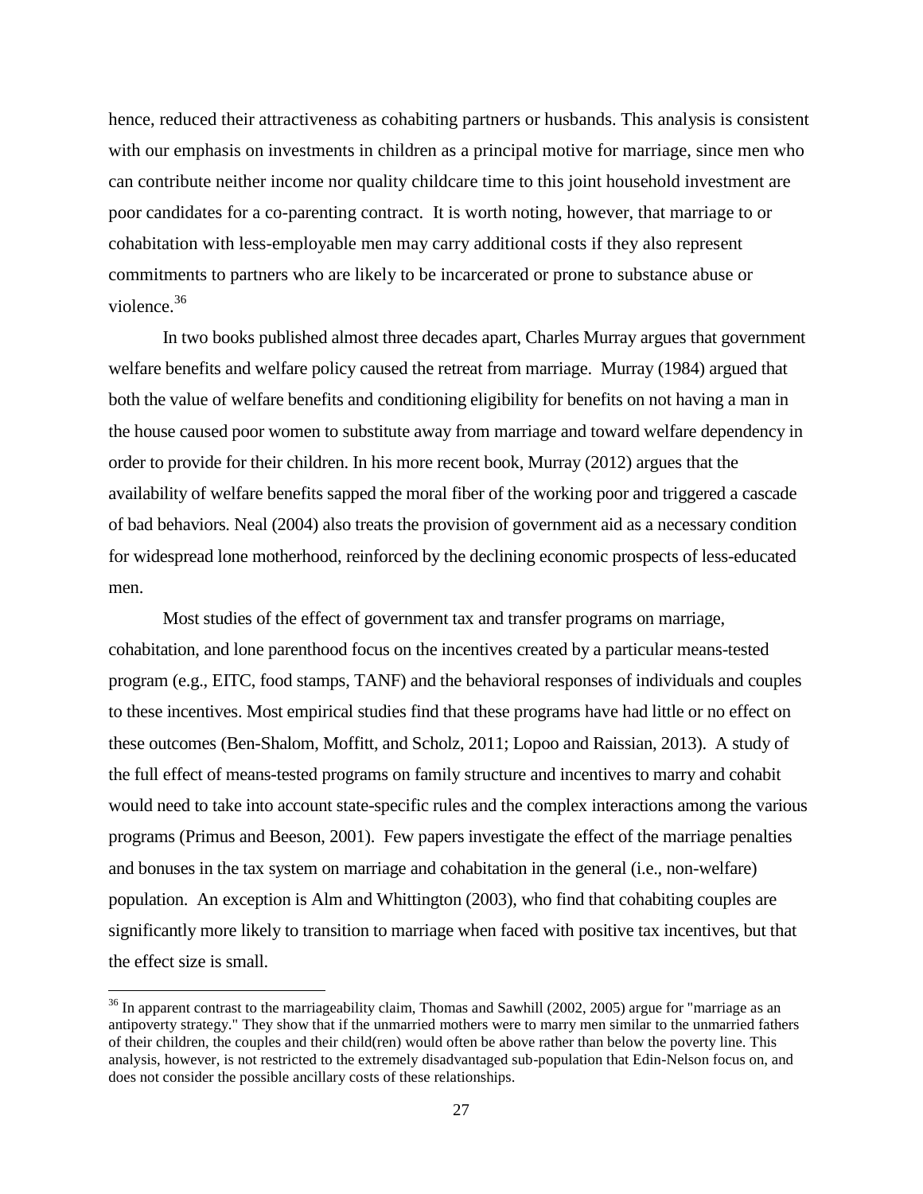hence, reduced their attractiveness as cohabiting partners or husbands. This analysis is consistent with our emphasis on investments in children as a principal motive for marriage, since men who can contribute neither income nor quality childcare time to this joint household investment are poor candidates for a co-parenting contract. It is worth noting, however, that marriage to or cohabitation with less-employable men may carry additional costs if they also represent commitments to partners who are likely to be incarcerated or prone to substance abuse or violence.[36]

In two books published almost three decades apart, Charles Murray argues that government welfare benefits and welfare policy caused the retreat from marriage. Murray (1984) argued that both the value of welfare benefits and conditioning eligibility for benefits on not having a man in the house caused poor women to substitute away from marriage and toward welfare dependency in order to provide for their children. In his more recent book, Murray (2012) argues that the availability of welfare benefits sapped the moral fiber of the working poor and triggered a cascade of bad behaviors. Neal (2004) also treats the provision of government aid as a necessary condition for widespread lone motherhood, reinforced by the declining economic prospects of less-educated men.

Most studies of the effect of government tax and transfer programs on marriage, cohabitation, and lone parenthood focus on the incentives created by a particular means-tested program (e.g., EITC, food stamps, TANF) and the behavioral responses of individuals and couples to these incentives. Most empirical studies find that these programs have had little or no effect on these outcomes (Ben-Shalom, Moffitt, and Scholz, 2011; Lopoo and Raissian, 2013). A study of the full effect of means-tested programs on family structure and incentives to marry and cohabit would need to take into account state-specific rules and the complex interactions among the various programs (Primus and Beeson, 2001). Few papers investigate the effect of the marriage penalties and bonuses in the tax system on marriage and cohabitation in the general (i.e., non-welfare) population. An exception is Alm and Whittington (2003), who find that cohabiting couples are significantly more likely to transition to marriage when faced with positive tax incentives, but that the effect size is small.

[36] In apparent contrast to the marriageability claim, Thomas and Sawhill (2002, 2005) argue for "marriage as an antipoverty strategy." They show that if the unmarried mothers were to marry men similar to the unmarried fathers of their children, the couples and their child(ren) would often be above rather than below the poverty line. This analysis, however, is not restricted to the extremely disadvantaged sub-population that Edin-Nelson focus on, and does not consider the possible ancillary costs of these relationships.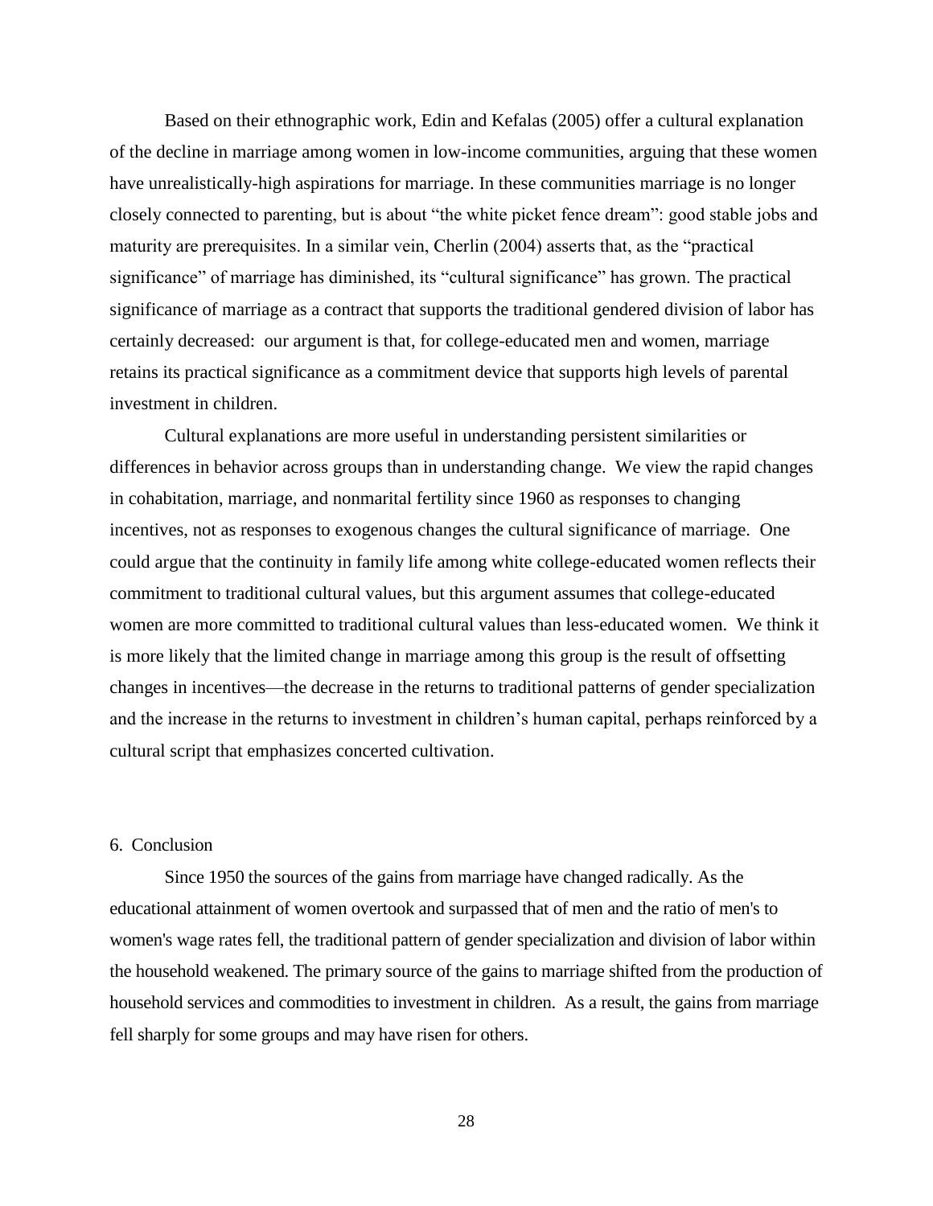Based on their ethnographic work, Edin and Kefalas (2005) offer a cultural explanation of the decline in marriage among women in low-income communities, arguing that these women have unrealistically-high aspirations for marriage. In these communities marriage is no longer closely connected to parenting, but is about "the white picket fence dream": good stable jobs and maturity are prerequisites. In a similar vein, Cherlin (2004) asserts that, as the "practical significance" of marriage has diminished, its "cultural significance" has grown. The practical significance of marriage as a contract that supports the traditional gendered division of labor has certainly decreased: our argument is that, for college-educated men and women, marriage retains its practical significance as a commitment device that supports high levels of parental investment in children.

Cultural explanations are more useful in understanding persistent similarities or differences in behavior across groups than in understanding change. We view the rapid changes in cohabitation, marriage, and nonmarital fertility since 1960 as responses to changing incentives, not as responses to exogenous changes the cultural significance of marriage. One could argue that the continuity in family life among white college-educated women reflects their commitment to traditional cultural values, but this argument assumes that college-educated women are more committed to traditional cultural values than less-educated women. We think it is more likely that the limited change in marriage among this group is the result of offsetting changes in incentives—the decrease in the returns to traditional patterns of gender specialization and the increase in the returns to investment in children's human capital, perhaps reinforced by a cultural script that emphasizes concerted cultivation.

## 6. Conclusion

Since 1950 the sources of the gains from marriage have changed radically. As the educational attainment of women overtook and surpassed that of men and the ratio of men's to women's wage rates fell, the traditional pattern of gender specialization and division of labor within the household weakened. The primary source of the gains to marriage shifted from the production of household services and commodities to investment in children. As a result, the gains from marriage fell sharply for some groups and may have risen for others.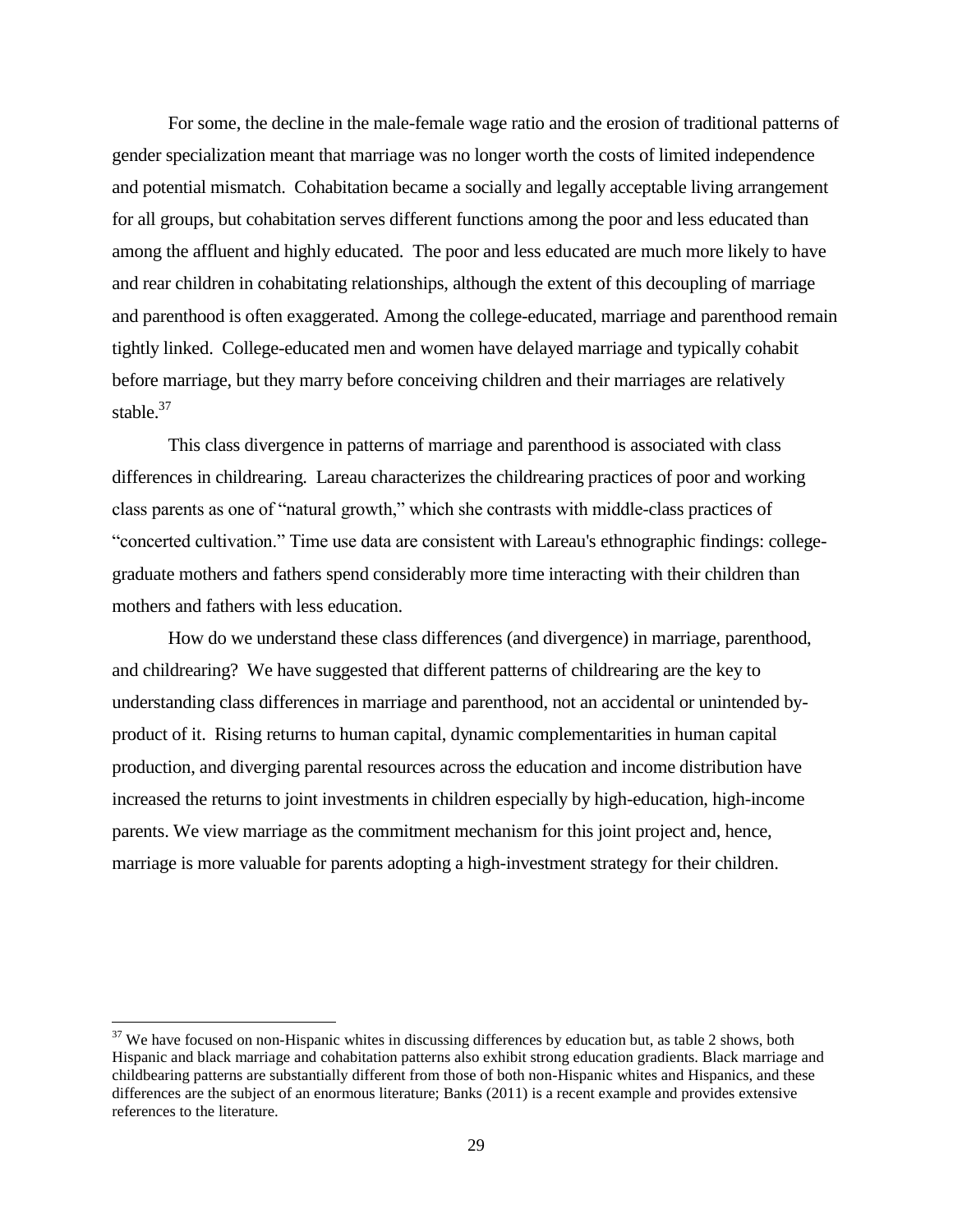For some, the decline in the male-female wage ratio and the erosion of traditional patterns of gender specialization meant that marriage was no longer worth the costs of limited independence and potential mismatch. Cohabitation became a socially and legally acceptable living arrangement for all groups, but cohabitation serves different functions among the poor and less educated than among the affluent and highly educated. The poor and less educated are much more likely to have and rear children in cohabitating relationships, although the extent of this decoupling of marriage and parenthood is often exaggerated. Among the college-educated, marriage and parenthood remain tightly linked. College-educated men and women have delayed marriage and typically cohabit before marriage, but they marry before conceiving children and their marriages are relatively stable.[37]

This class divergence in patterns of marriage and parenthood is associated with class differences in childrearing. Lareau characterizes the childrearing practices of poor and working class parents as one of "natural growth," which she contrasts with middle-class practices of "concerted cultivation." Time use data are consistent with Lareau's ethnographic findings: college-graduate mothers and fathers spend considerably more time interacting with their children than mothers and fathers with less education.

How do we understand these class differences (and divergence) in marriage, parenthood, and childrearing? We have suggested that different patterns of childrearing are the key to understanding class differences in marriage and parenthood, not an accidental or unintended by-product of it. Rising returns to human capital, dynamic complementarities in human capital production, and diverging parental resources across the education and income distribution have increased the returns to joint investments in children especially by high-education, high-income parents. We view marriage as the commitment mechanism for this joint project and, hence, marriage is more valuable for parents adopting a high-investment strategy for their children.

---

[37] We have focused on non-Hispanic whites in discussing differences by education but, as table 2 shows, both Hispanic and black marriage and cohabitation patterns also exhibit strong education gradients. Black marriage and childbearing patterns are substantially different from those of both non-Hispanic whites and Hispanics, and these differences are the subject of an enormous literature; Banks (2011) is a recent example and provides extensive references to the literature.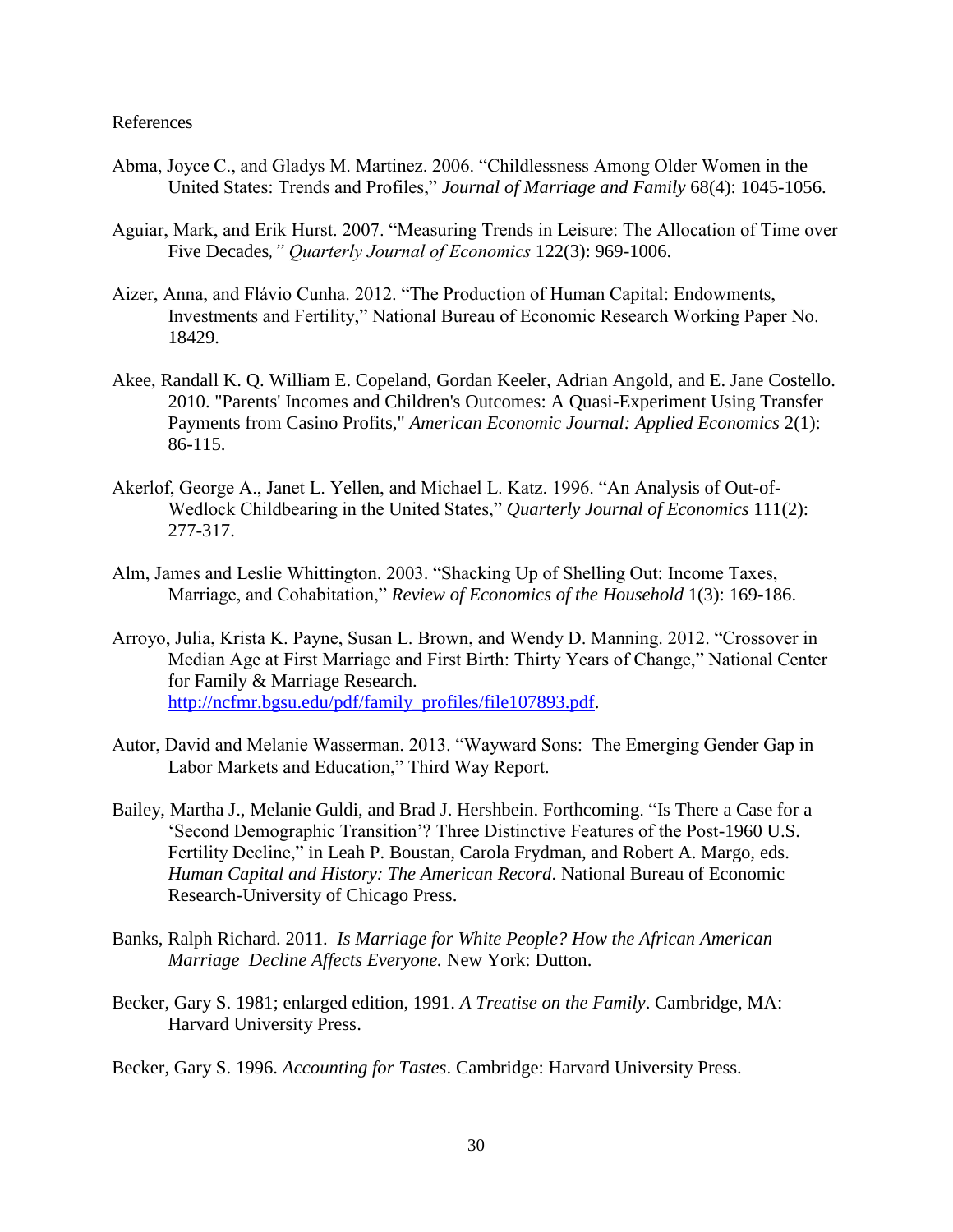References

Abma, Joyce C., and Gladys M. Martinez. 2006. "Childlessness Among Older Women in the United States: Trends and Profiles," *Journal of Marriage and Family* 68(4): 1045-1056.

Aguiar, Mark, and Erik Hurst. 2007. "Measuring Trends in Leisure: The Allocation of Time over Five Decades*," Quarterly Journal of Economics* 122(3): 969-1006.

Aizer, Anna, and Flávio Cunha. 2012. "The Production of Human Capital: Endowments, Investments and Fertility," National Bureau of Economic Research Working Paper No. 18429.

Akee, Randall K. Q. William E. Copeland, Gordan Keeler, Adrian Angold, and E. Jane Costello. 2010. "Parents' Incomes and Children's Outcomes: A Quasi-Experiment Using Transfer Payments from Casino Profits," *American Economic Journal: Applied Economics* 2(1): 86-115.

Akerlof, George A., Janet L. Yellen, and Michael L. Katz. 1996. "An Analysis of Out-of-Wedlock Childbearing in the United States," *Quarterly Journal of Economics* 111(2): 277-317.

Alm, James and Leslie Whittington. 2003. "Shacking Up of Shelling Out: Income Taxes, Marriage, and Cohabitation," *Review of Economics of the Household* 1(3): 169-186.

Arroyo, Julia, Krista K. Payne, Susan L. Brown, and Wendy D. Manning. 2012. "Crossover in Median Age at First Marriage and First Birth: Thirty Years of Change," National Center for Family & Marriage Research. http://ncfmr.bgsu.edu/pdf/family_profiles/file107893.pdf.

Autor, David and Melanie Wasserman. 2013. "Wayward Sons: The Emerging Gender Gap in Labor Markets and Education," Third Way Report.

Bailey, Martha J., Melanie Guldi, and Brad J. Hershbein. Forthcoming. "Is There a Case for a 'Second Demographic Transition'? Three Distinctive Features of the Post-1960 U.S. Fertility Decline," in Leah P. Boustan, Carola Frydman, and Robert A. Margo, eds. *Human Capital and History: The American Record*. National Bureau of Economic Research-University of Chicago Press.

Banks, Ralph Richard. 2011. *Is Marriage for White People? How the African American Marriage Decline Affects Everyone.* New York: Dutton.

Becker, Gary S. 1981; enlarged edition, 1991. *A Treatise on the Family*. Cambridge, MA: Harvard University Press.

Becker, Gary S. 1996. *Accounting for Tastes*. Cambridge: Harvard University Press.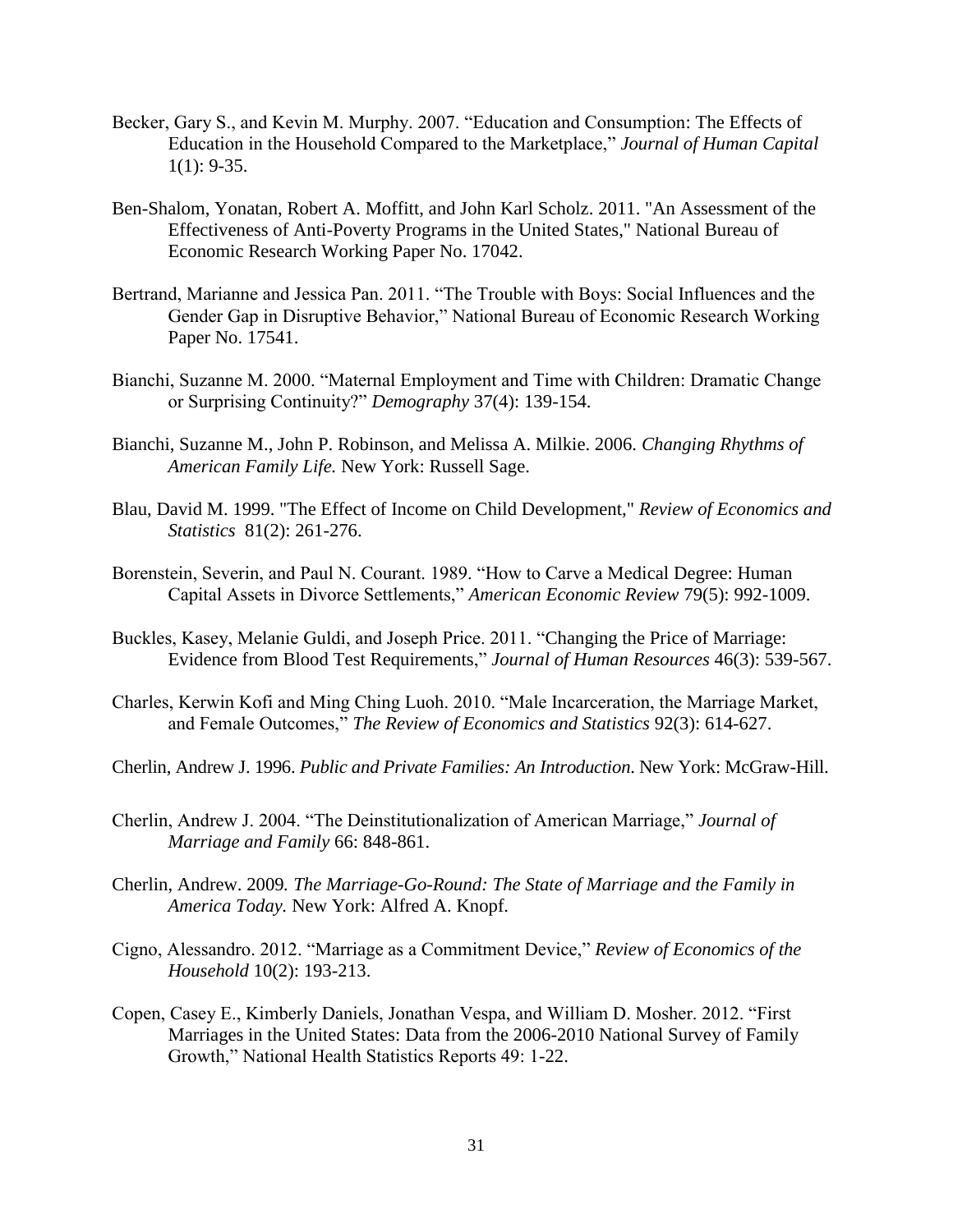Becker, Gary S., and Kevin M. Murphy. 2007. "Education and Consumption: The Effects of Education in the Household Compared to the Marketplace," *Journal of Human Capital* 1(1): 9-35.

Ben-Shalom, Yonatan, Robert A. Moffitt, and John Karl Scholz. 2011. "An Assessment of the Effectiveness of Anti-Poverty Programs in the United States," National Bureau of Economic Research Working Paper No. 17042.

Bertrand, Marianne and Jessica Pan. 2011. "The Trouble with Boys: Social Influences and the Gender Gap in Disruptive Behavior," National Bureau of Economic Research Working Paper No. 17541.

Bianchi, Suzanne M. 2000. "Maternal Employment and Time with Children: Dramatic Change or Surprising Continuity?" *Demography* 37(4): 139-154.

Bianchi, Suzanne M., John P. Robinson, and Melissa A. Milkie. 2006. *Changing Rhythms of American Family Life.* New York: Russell Sage.

Blau, David M. 1999. "The Effect of Income on Child Development," *Review of Economics and Statistics* 81(2): 261-276.

Borenstein, Severin, and Paul N. Courant. 1989. "How to Carve a Medical Degree: Human Capital Assets in Divorce Settlements," *American Economic Review* 79(5): 992-1009.

Buckles, Kasey, Melanie Guldi, and Joseph Price. 2011. "Changing the Price of Marriage: Evidence from Blood Test Requirements," *Journal of Human Resources* 46(3): 539-567.

Charles, Kerwin Kofi and Ming Ching Luoh. 2010. "Male Incarceration, the Marriage Market, and Female Outcomes," *The Review of Economics and Statistics* 92(3): 614-627.

Cherlin, Andrew J. 1996. *Public and Private Families: An Introduction*. New York: McGraw-Hill.

Cherlin, Andrew J. 2004. "The Deinstitutionalization of American Marriage," *Journal of Marriage and Family* 66: 848-861.

Cherlin, Andrew. 2009*. The Marriage-Go-Round: The State of Marriage and the Family in America Today.* New York: Alfred A. Knopf.

Cigno, Alessandro. 2012. "Marriage as a Commitment Device," *Review of Economics of the Household* 10(2): 193-213.

Copen, Casey E., Kimberly Daniels, Jonathan Vespa, and William D. Mosher. 2012. "First Marriages in the United States: Data from the 2006-2010 National Survey of Family Growth," National Health Statistics Reports 49: 1-22.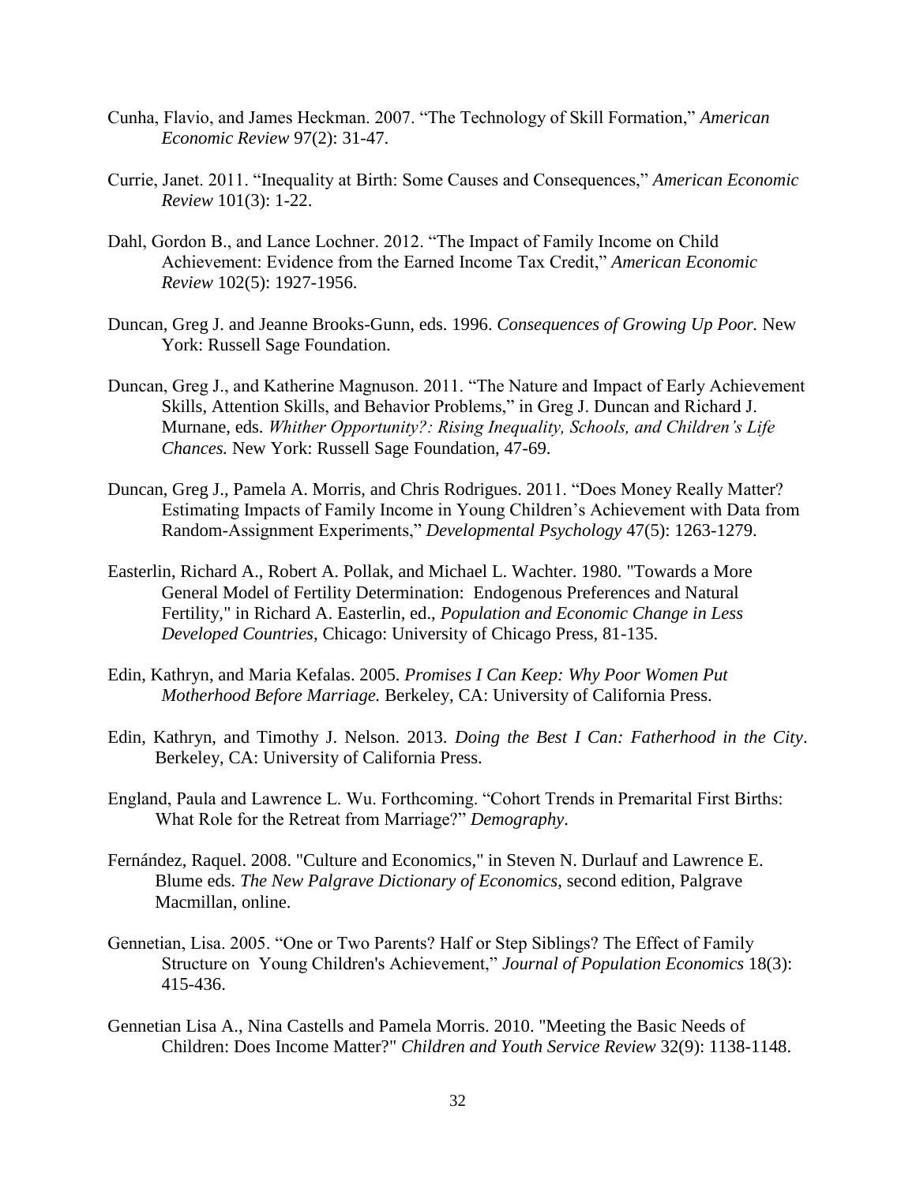Cunha, Flavio, and James Heckman. 2007. "The Technology of Skill Formation," *American Economic Review* 97(2): 31-47.

Currie, Janet. 2011. "Inequality at Birth: Some Causes and Consequences," *American Economic Review* 101(3): 1-22.

Dahl, Gordon B., and Lance Lochner. 2012. "The Impact of Family Income on Child Achievement: Evidence from the Earned Income Tax Credit," *American Economic Review* 102(5): 1927-1956.

Duncan, Greg J. and Jeanne Brooks-Gunn, eds. 1996. *Consequences of Growing Up Poor.* New York: Russell Sage Foundation.

Duncan, Greg J., and Katherine Magnuson. 2011. "The Nature and Impact of Early Achievement Skills, Attention Skills, and Behavior Problems," in Greg J. Duncan and Richard J. Murnane, eds. *Whither Opportunity?: Rising Inequality, Schools, and Children's Life Chances.* New York: Russell Sage Foundation, 47-69.

Duncan, Greg J., Pamela A. Morris, and Chris Rodrigues. 2011. "Does Money Really Matter? Estimating Impacts of Family Income in Young Children's Achievement with Data from Random-Assignment Experiments," *Developmental Psychology* 47(5): 1263-1279.

Easterlin, Richard A., Robert A. Pollak, and Michael L. Wachter. 1980. "Towards a More General Model of Fertility Determination: Endogenous Preferences and Natural Fertility," in Richard A. Easterlin, ed., *Population and Economic Change in Less Developed Countries*, Chicago: University of Chicago Press, 81-135.

Edin, Kathryn, and Maria Kefalas. 2005. *Promises I Can Keep: Why Poor Women Put Motherhood Before Marriage.* Berkeley, CA: University of California Press.

Edin, Kathryn, and Timothy J. Nelson. 2013. *Doing the Best I Can: Fatherhood in the City*. Berkeley, CA: University of California Press.

England, Paula and Lawrence L. Wu. Forthcoming. "Cohort Trends in Premarital First Births: What Role for the Retreat from Marriage?" *Demography*.

Fernández, Raquel. 2008. "Culture and Economics," in Steven N. Durlauf and Lawrence E. Blume eds. *The New Palgrave Dictionary of Economics*, second edition, Palgrave Macmillan, online.

Gennetian, Lisa. 2005. "One or Two Parents? Half or Step Siblings? The Effect of Family Structure on Young Children's Achievement," *Journal of Population Economics* 18(3): 415-436.

Gennetian Lisa A., Nina Castells and Pamela Morris. 2010. "Meeting the Basic Needs of Children: Does Income Matter?" *Children and Youth Service Review* 32(9): 1138-1148.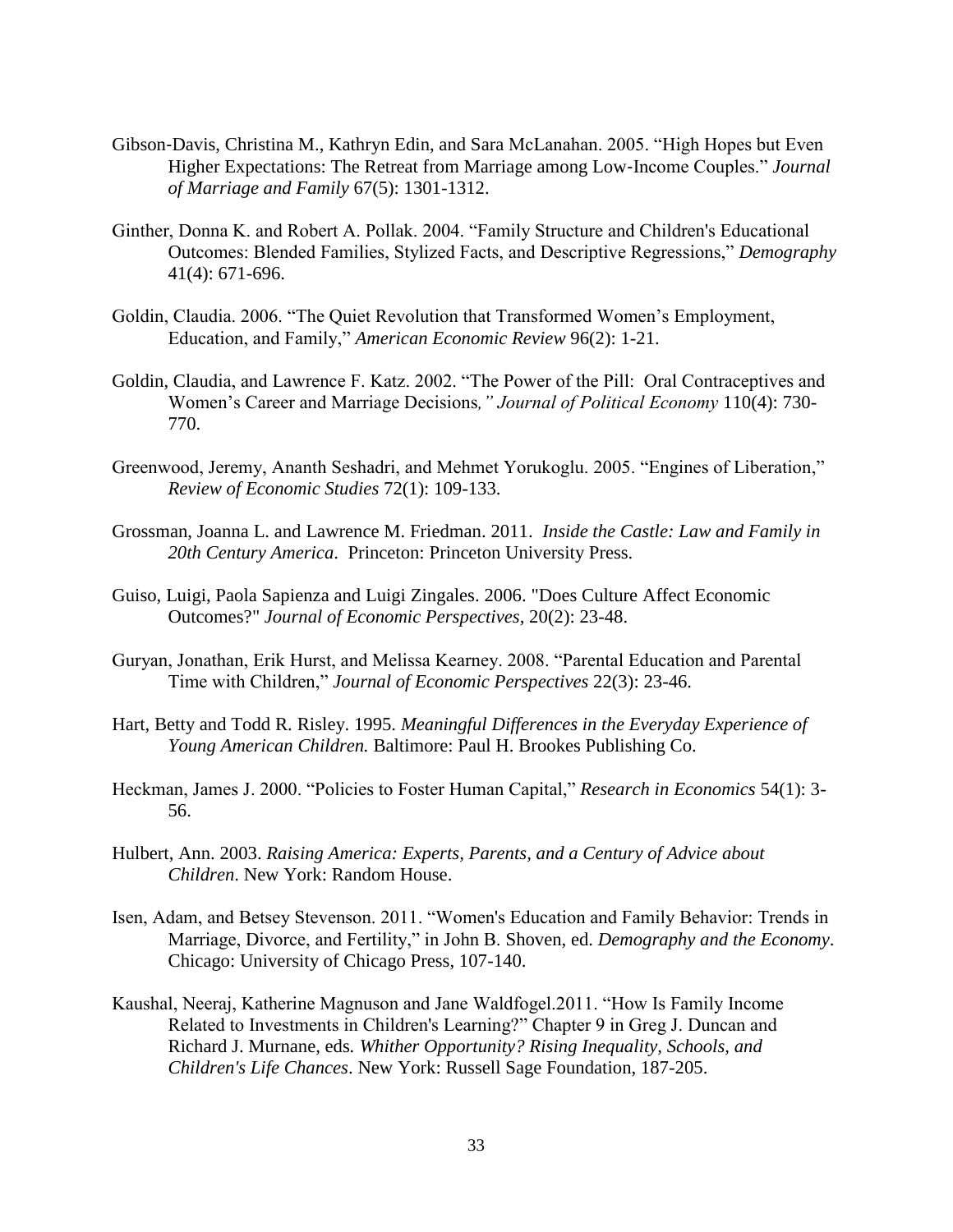Gibson-Davis, Christina M., Kathryn Edin, and Sara McLanahan. 2005. "High Hopes but Even Higher Expectations: The Retreat from Marriage among Low-Income Couples." *Journal of Marriage and Family* 67(5): 1301-1312.

Ginther, Donna K. and Robert A. Pollak. 2004. "Family Structure and Children's Educational Outcomes: Blended Families, Stylized Facts, and Descriptive Regressions," *Demography* 41(4): 671-696.

Goldin, Claudia. 2006. "The Quiet Revolution that Transformed Women's Employment, Education, and Family," *American Economic Review* 96(2): 1-21.

Goldin, Claudia, and Lawrence F. Katz. 2002. "The Power of the Pill: Oral Contraceptives and Women's Career and Marriage Decisions," *Journal of Political Economy* 110(4): 730-770.

Greenwood, Jeremy, Ananth Seshadri, and Mehmet Yorukoglu. 2005. "Engines of Liberation," *Review of Economic Studies* 72(1): 109-133.

Grossman, Joanna L. and Lawrence M. Friedman. 2011. *Inside the Castle: Law and Family in 20th Century America*. Princeton: Princeton University Press.

Guiso, Luigi, Paola Sapienza and Luigi Zingales. 2006. "Does Culture Affect Economic Outcomes?" *Journal of Economic Perspectives*, 20(2): 23-48.

Guryan, Jonathan, Erik Hurst, and Melissa Kearney. 2008. "Parental Education and Parental Time with Children," *Journal of Economic Perspectives* 22(3): 23-46.

Hart, Betty and Todd R. Risley. 1995. *Meaningful Differences in the Everyday Experience of Young American Children.* Baltimore: Paul H. Brookes Publishing Co.

Heckman, James J. 2000. "Policies to Foster Human Capital," *Research in Economics* 54(1): 3-56.

Hulbert, Ann. 2003. *Raising America: Experts, Parents, and a Century of Advice about Children*. New York: Random House.

Isen, Adam, and Betsey Stevenson. 2011. "Women's Education and Family Behavior: Trends in Marriage, Divorce, and Fertility," in John B. Shoven, ed. *Demography and the Economy*. Chicago: University of Chicago Press, 107-140.

Kaushal, Neeraj, Katherine Magnuson and Jane Waldfogel.2011. "How Is Family Income Related to Investments in Children's Learning?" Chapter 9 in Greg J. Duncan and Richard J. Murnane, eds. *Whither Opportunity? Rising Inequality, Schools, and Children's Life Chances*. New York: Russell Sage Foundation, 187-205.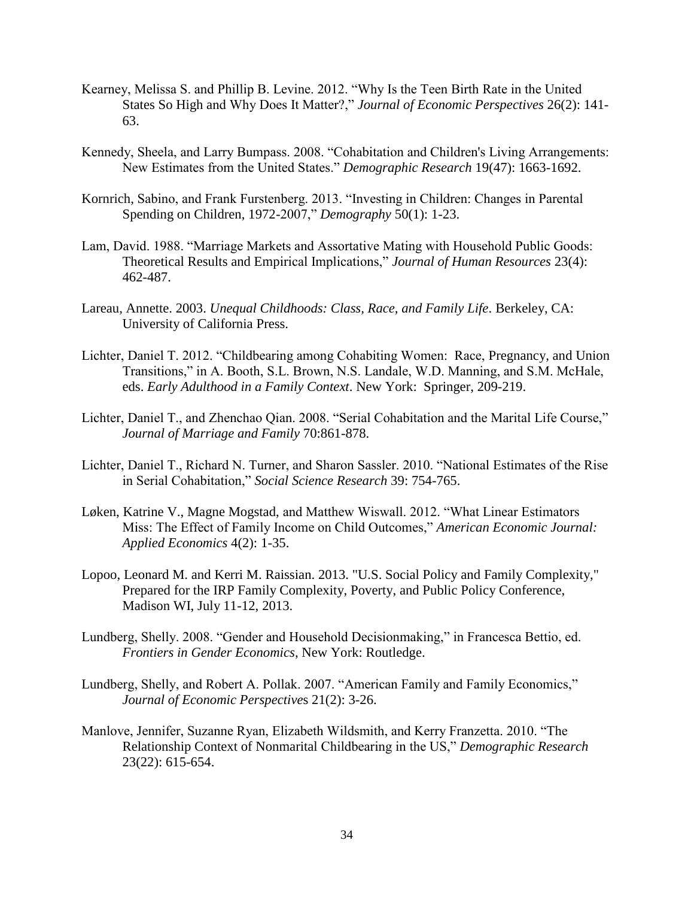Kearney, Melissa S. and Phillip B. Levine. 2012. "Why Is the Teen Birth Rate in the United States So High and Why Does It Matter?," *Journal of Economic Perspectives* 26(2): 141-63.

Kennedy, Sheela, and Larry Bumpass. 2008. "Cohabitation and Children's Living Arrangements: New Estimates from the United States." *Demographic Research* 19(47): 1663-1692.

Kornrich, Sabino, and Frank Furstenberg. 2013. "Investing in Children: Changes in Parental Spending on Children, 1972-2007," *Demography* 50(1): 1-23.

Lam, David. 1988. "Marriage Markets and Assortative Mating with Household Public Goods: Theoretical Results and Empirical Implications," *Journal of Human Resources* 23(4): 462-487.

Lareau, Annette. 2003. *Unequal Childhoods: Class, Race, and Family Life*. Berkeley, CA: University of California Press.

Lichter, Daniel T. 2012. "Childbearing among Cohabiting Women: Race, Pregnancy, and Union Transitions," in A. Booth, S.L. Brown, N.S. Landale, W.D. Manning, and S.M. McHale, eds. *Early Adulthood in a Family Context*. New York: Springer, 209-219.

Lichter, Daniel T., and Zhenchao Qian. 2008. "Serial Cohabitation and the Marital Life Course," *Journal of Marriage and Family* 70:861-878.

Lichter, Daniel T., Richard N. Turner, and Sharon Sassler. 2010. "National Estimates of the Rise in Serial Cohabitation," *Social Science Research* 39: 754-765.

Løken, Katrine V., Magne Mogstad, and Matthew Wiswall. 2012. "What Linear Estimators Miss: The Effect of Family Income on Child Outcomes," *American Economic Journal: Applied Economics* 4(2): 1-35.

Lopoo, Leonard M. and Kerri M. Raissian. 2013. "U.S. Social Policy and Family Complexity," Prepared for the IRP Family Complexity, Poverty, and Public Policy Conference, Madison WI, July 11-12, 2013.

Lundberg, Shelly. 2008. "Gender and Household Decisionmaking," in Francesca Bettio, ed. *Frontiers in Gender Economics*, New York: Routledge.

Lundberg, Shelly, and Robert A. Pollak. 2007. "American Family and Family Economics," *Journal of Economic Perspectives* 21(2): 3-26.

Manlove, Jennifer, Suzanne Ryan, Elizabeth Wildsmith, and Kerry Franzetta. 2010. "The Relationship Context of Nonmarital Childbearing in the US," *Demographic Research* 23(22): 615-654.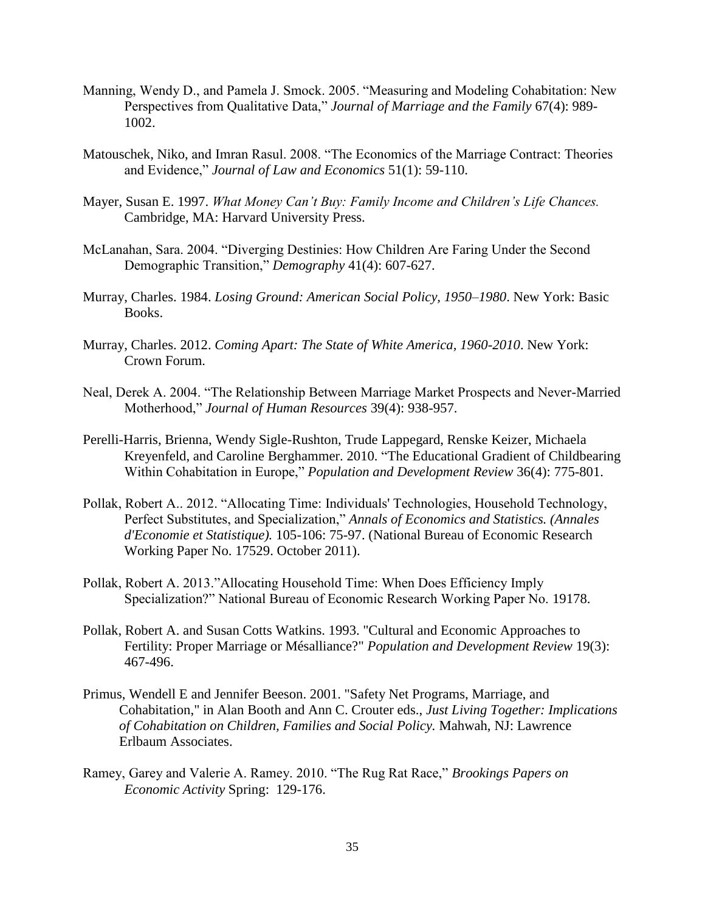Manning, Wendy D., and Pamela J. Smock. 2005. "Measuring and Modeling Cohabitation: New Perspectives from Qualitative Data," *Journal of Marriage and the Family* 67(4): 989-1002.

Matouschek, Niko, and Imran Rasul. 2008. "The Economics of the Marriage Contract: Theories and Evidence," *Journal of Law and Economics* 51(1): 59-110.

Mayer, Susan E. 1997. *What Money Can't Buy: Family Income and Children's Life Chances.* Cambridge, MA: Harvard University Press.

McLanahan, Sara. 2004. "Diverging Destinies: How Children Are Faring Under the Second Demographic Transition," *Demography* 41(4): 607-627.

Murray, Charles. 1984. *Losing Ground: American Social Policy, 1950–1980*. New York: Basic Books.

Murray, Charles. 2012. *Coming Apart: The State of White America, 1960-2010*. New York: Crown Forum.

Neal, Derek A. 2004. "The Relationship Between Marriage Market Prospects and Never-Married Motherhood," *Journal of Human Resources* 39(4): 938-957.

Perelli-Harris, Brienna, Wendy Sigle-Rushton, Trude Lappegard, Renske Keizer, Michaela Kreyenfeld, and Caroline Berghammer. 2010. "The Educational Gradient of Childbearing Within Cohabitation in Europe," *Population and Development Review* 36(4): 775-801.

Pollak, Robert A.. 2012. "Allocating Time: Individuals' Technologies, Household Technology, Perfect Substitutes, and Specialization," *Annals of Economics and Statistics. (Annales d'Economie et Statistique).* 105-106: 75-97. (National Bureau of Economic Research Working Paper No. 17529. October 2011).

Pollak, Robert A. 2013."Allocating Household Time: When Does Efficiency Imply Specialization?" National Bureau of Economic Research Working Paper No. 19178.

Pollak, Robert A. and Susan Cotts Watkins. 1993. "Cultural and Economic Approaches to Fertility: Proper Marriage or Mésalliance?" *Population and Development Review* 19(3): 467-496.

Primus, Wendell E and Jennifer Beeson. 2001. "Safety Net Programs, Marriage, and Cohabitation," in Alan Booth and Ann C. Crouter eds., *Just Living Together: Implications of Cohabitation on Children, Families and Social Policy.* Mahwah, NJ: Lawrence Erlbaum Associates.

Ramey, Garey and Valerie A. Ramey. 2010. "The Rug Rat Race," *Brookings Papers on Economic Activity* Spring: 129-176.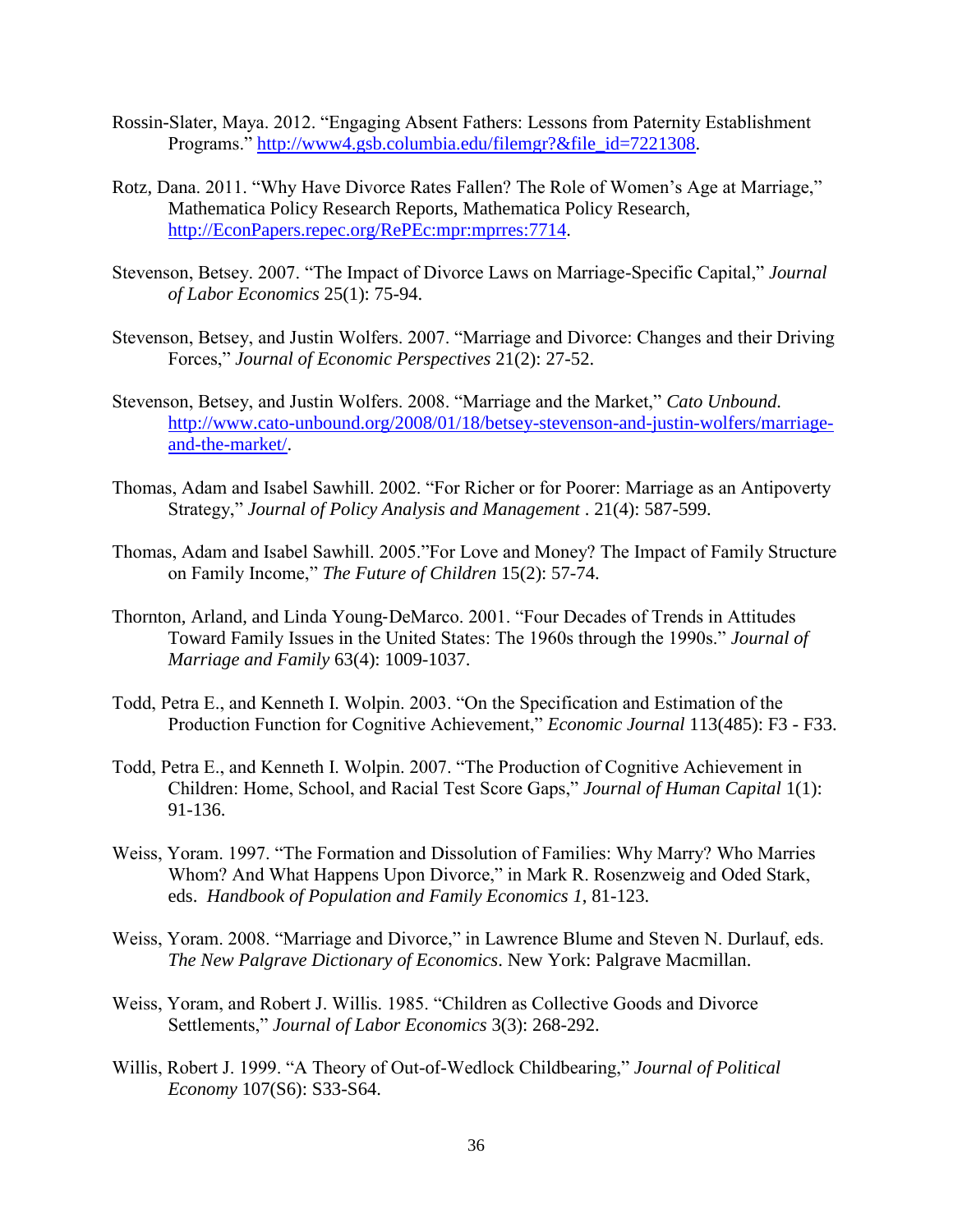Rossin-Slater, Maya. 2012. "Engaging Absent Fathers: Lessons from Paternity Establishment Programs." http://www4.gsb.columbia.edu/filemgr?&file_id=7221308.

Rotz, Dana. 2011. "Why Have Divorce Rates Fallen? The Role of Women's Age at Marriage," Mathematica Policy Research Reports, Mathematica Policy Research, http://EconPapers.repec.org/RePEc:mpr:mprres:7714.

Stevenson, Betsey. 2007. "The Impact of Divorce Laws on Marriage-Specific Capital," *Journal of Labor Economics* 25(1): 75-94.

Stevenson, Betsey, and Justin Wolfers. 2007. "Marriage and Divorce: Changes and their Driving Forces," *Journal of Economic Perspectives* 21(2): 27-52.

Stevenson, Betsey, and Justin Wolfers. 2008. "Marriage and the Market," *Cato Unbound.* http://www.cato-unbound.org/2008/01/18/betsey-stevenson-and-justin-wolfers/marriage-and-the-market/.

Thomas, Adam and Isabel Sawhill. 2002. "For Richer or for Poorer: Marriage as an Antipoverty Strategy," *Journal of Policy Analysis and Management* . 21(4): 587-599.

Thomas, Adam and Isabel Sawhill. 2005."For Love and Money? The Impact of Family Structure on Family Income," *The Future of Children* 15(2): 57-74.

Thornton, Arland, and Linda Young-DeMarco. 2001. "Four Decades of Trends in Attitudes Toward Family Issues in the United States: The 1960s through the 1990s." *Journal of Marriage and Family* 63(4): 1009-1037.

Todd, Petra E., and Kenneth I. Wolpin. 2003. "On the Specification and Estimation of the Production Function for Cognitive Achievement," *Economic Journal* 113(485): F3 - F33.

Todd, Petra E., and Kenneth I. Wolpin. 2007. "The Production of Cognitive Achievement in Children: Home, School, and Racial Test Score Gaps," *Journal of Human Capital* 1(1): 91-136.

Weiss, Yoram. 1997. "The Formation and Dissolution of Families: Why Marry? Who Marries Whom? And What Happens Upon Divorce," in Mark R. Rosenzweig and Oded Stark, eds. *Handbook of Population and Family Economics 1*, 81-123.

Weiss, Yoram. 2008. "Marriage and Divorce," in Lawrence Blume and Steven N. Durlauf, eds. *The New Palgrave Dictionary of Economics*. New York: Palgrave Macmillan.

Weiss, Yoram, and Robert J. Willis. 1985. "Children as Collective Goods and Divorce Settlements," *Journal of Labor Economics* 3(3): 268-292.

Willis, Robert J. 1999. "A Theory of Out-of-Wedlock Childbearing," *Journal of Political Economy* 107(S6): S33-S64.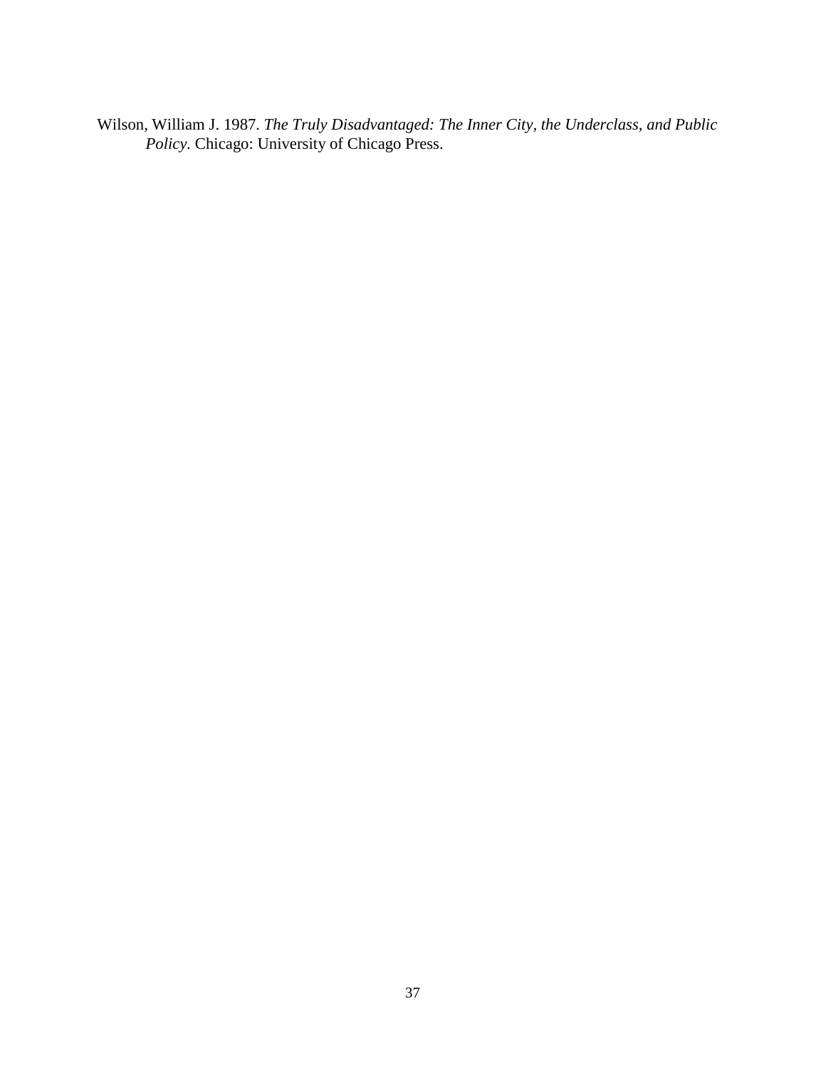Wilson, William J. 1987. *The Truly Disadvantaged: The Inner City, the Underclass, and Public Policy.* Chicago: University of Chicago Press.